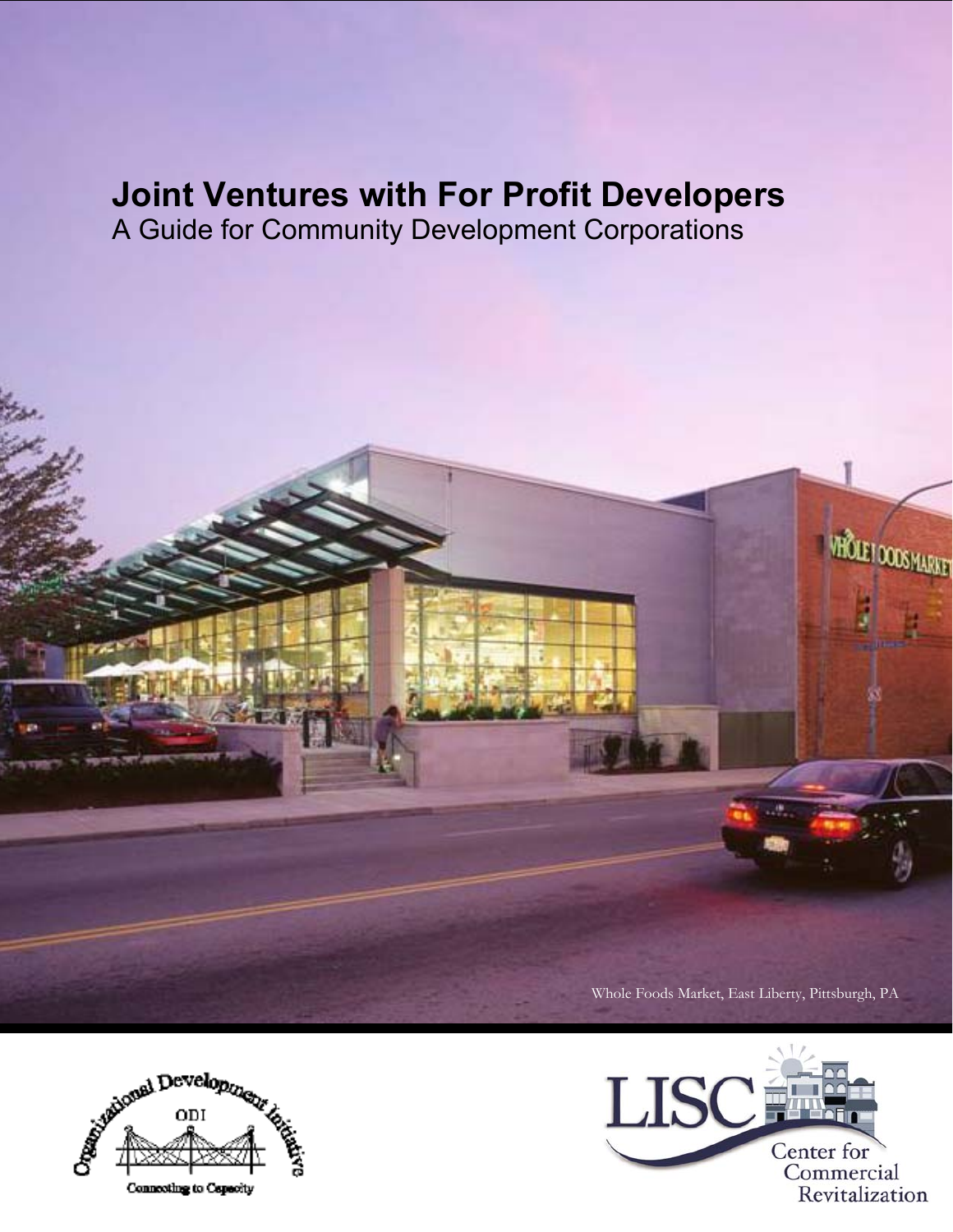# Joint Ventures with For Profit Developers

A Guide for Community Development Corporations

Whole Foods Market, East Liberty, Pittsburgh, PA

Organizational Development Initiative

ODI

Connecting to Capacity

LISC

Center for Commercial Revitalization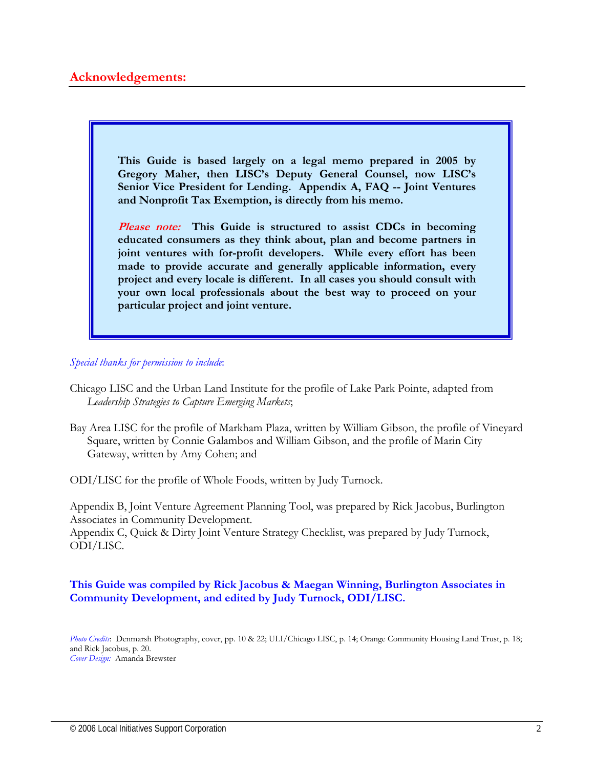## Acknowledgements:

**This Guide is based largely on a legal memo prepared in 2005 by Gregory Maher, then LISC's Deputy General Counsel, now LISC's Senior Vice President for Lending. Appendix A, FAQ -- Joint Ventures and Nonprofit Tax Exemption, is directly from his memo.**

***Please note:*** **This Guide is structured to assist CDCs in becoming educated consumers as they think about, plan and become partners in joint ventures with for-profit developers. While every effort has been made to provide accurate and generally applicable information, every project and every locale is different. In all cases you should consult with your own local professionals about the best way to proceed on your particular project and joint venture.**

*Special thanks for permission to include*:

Chicago LISC and the Urban Land Institute for the profile of Lake Park Pointe, adapted from *Leadership Strategies to Capture Emerging Markets*;

Bay Area LISC for the profile of Markham Plaza, written by William Gibson, the profile of Vineyard Square, written by Connie Galambos and William Gibson, and the profile of Marin City Gateway, written by Amy Cohen; and

ODI/LISC for the profile of Whole Foods, written by Judy Turnock.

Appendix B, Joint Venture Agreement Planning Tool, was prepared by Rick Jacobus, Burlington Associates in Community Development.
Appendix C, Quick & Dirty Joint Venture Strategy Checklist, was prepared by Judy Turnock, ODI/LISC.

**This Guide was compiled by Rick Jacobus & Maegan Winning, Burlington Associates in Community Development, and edited by Judy Turnock, ODI/LISC.**

*Photo Credits*: Denmarsh Photography, cover, pp. 10 & 22; ULI/Chicago LISC, p. 14; Orange Community Housing Land Trust, p. 18; and Rick Jacobus, p. 20.
*Cover Design:* Amanda Brewster

© 2006 Local Initiatives Support Corporation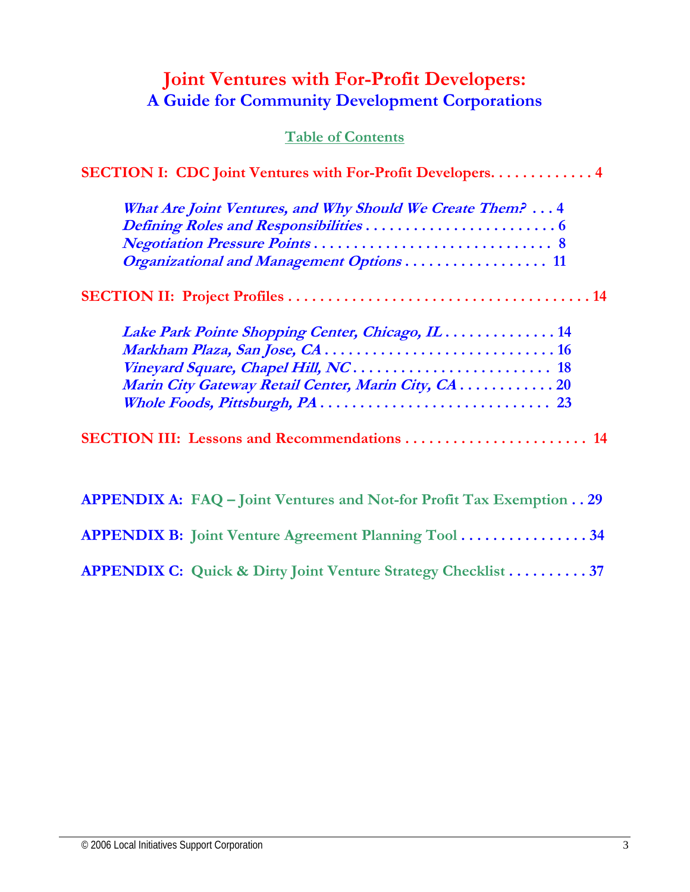# Joint Ventures with For-Profit Developers:
## A Guide for Community Development Corporations

### Table of Contents

**SECTION I: CDC Joint Ventures with For-Profit Developers. . . . . . . . . . . . . 4**

- ***What Are Joint Ventures, and Why Should We Create Them?*** **. . . 4**
- ***Defining Roles and Responsibilities*** **. . . . . . . . . . . . . . . . . . . . . . . . 6**
- ***Negotiation Pressure Points*** **. . . . . . . . . . . . . . . . . . . . . . . . . . . . . 8**
- ***Organizational and Management Options*** **. . . . . . . . . . . . . . . . . . 11**

**SECTION II: Project Profiles . . . . . . . . . . . . . . . . . . . . . . . . . . . . . . . . . . . . . 14**

- ***Lake Park Pointe Shopping Center, Chicago, IL*** **. . . . . . . . . . . . . . 14**
- ***Markham Plaza, San Jose, CA*** **. . . . . . . . . . . . . . . . . . . . . . . . . . . . . 16**
- ***Vineyard Square, Chapel Hill, NC*** **. . . . . . . . . . . . . . . . . . . . . . . . . . 18**
- ***Marin City Gateway Retail Center, Marin City, CA*** **. . . . . . . . . . . . 20**
- ***Whole Foods, Pittsburgh, PA*** **. . . . . . . . . . . . . . . . . . . . . . . . . . . . . 23**

**SECTION III: Lessons and Recommendations . . . . . . . . . . . . . . . . . . . . . . . 14**

**APPENDIX A: FAQ – Joint Ventures and Not-for Profit Tax Exemption . . 29**

**APPENDIX B: Joint Venture Agreement Planning Tool . . . . . . . . . . . . . . . . . 34**

**APPENDIX C: Quick & Dirty Joint Venture Strategy Checklist . . . . . . . . . . 37**

© 2006 Local Initiatives Support Corporation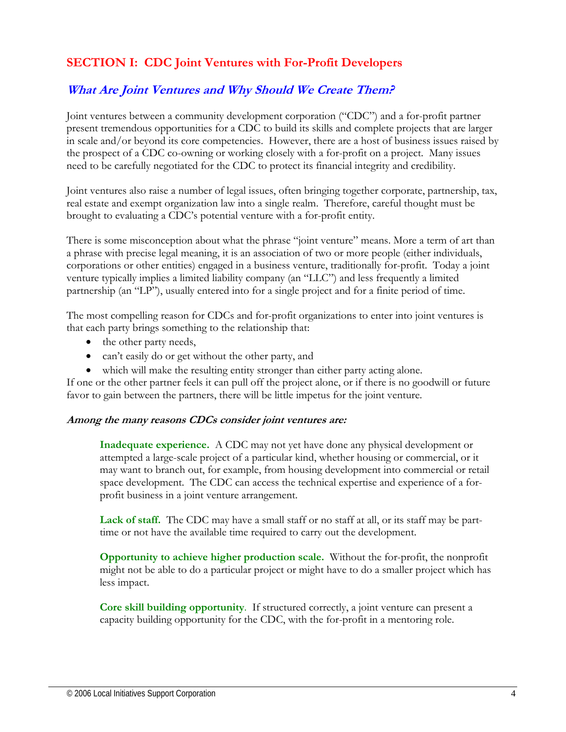## SECTION I: CDC Joint Ventures with For-Profit Developers

### *What Are Joint Ventures and Why Should We Create Them?*

Joint ventures between a community development corporation ("CDC") and a for-profit partner present tremendous opportunities for a CDC to build its skills and complete projects that are larger in scale and/or beyond its core competencies. However, there are a host of business issues raised by the prospect of a CDC co-owning or working closely with a for-profit on a project. Many issues need to be carefully negotiated for the CDC to protect its financial integrity and credibility.

Joint ventures also raise a number of legal issues, often bringing together corporate, partnership, tax, real estate and exempt organization law into a single realm. Therefore, careful thought must be brought to evaluating a CDC's potential venture with a for-profit entity.

There is some misconception about what the phrase "joint venture" means. More a term of art than a phrase with precise legal meaning, it is an association of two or more people (either individuals, corporations or other entities) engaged in a business venture, traditionally for-profit. Today a joint venture typically implies a limited liability company (an "LLC") and less frequently a limited partnership (an "LP"), usually entered into for a single project and for a finite period of time.

The most compelling reason for CDCs and for-profit organizations to enter into joint ventures is that each party brings something to the relationship that:

- the other party needs,
- can't easily do or get without the other party, and
- which will make the resulting entity stronger than either party acting alone.

If one or the other partner feels it can pull off the project alone, or if there is no goodwill or future favor to gain between the partners, there will be little impetus for the joint venture.

***Among the many reasons CDCs consider joint ventures are:***

**Inadequate experience.** A CDC may not yet have done any physical development or attempted a large-scale project of a particular kind, whether housing or commercial, or it may want to branch out, for example, from housing development into commercial or retail space development. The CDC can access the technical expertise and experience of a for-profit business in a joint venture arrangement.

**Lack of staff.** The CDC may have a small staff or no staff at all, or its staff may be part-time or not have the available time required to carry out the development.

**Opportunity to achieve higher production scale.** Without the for-profit, the nonprofit might not be able to do a particular project or might have to do a smaller project which has less impact.

**Core skill building opportunity**. If structured correctly, a joint venture can present a capacity building opportunity for the CDC, with the for-profit in a mentoring role.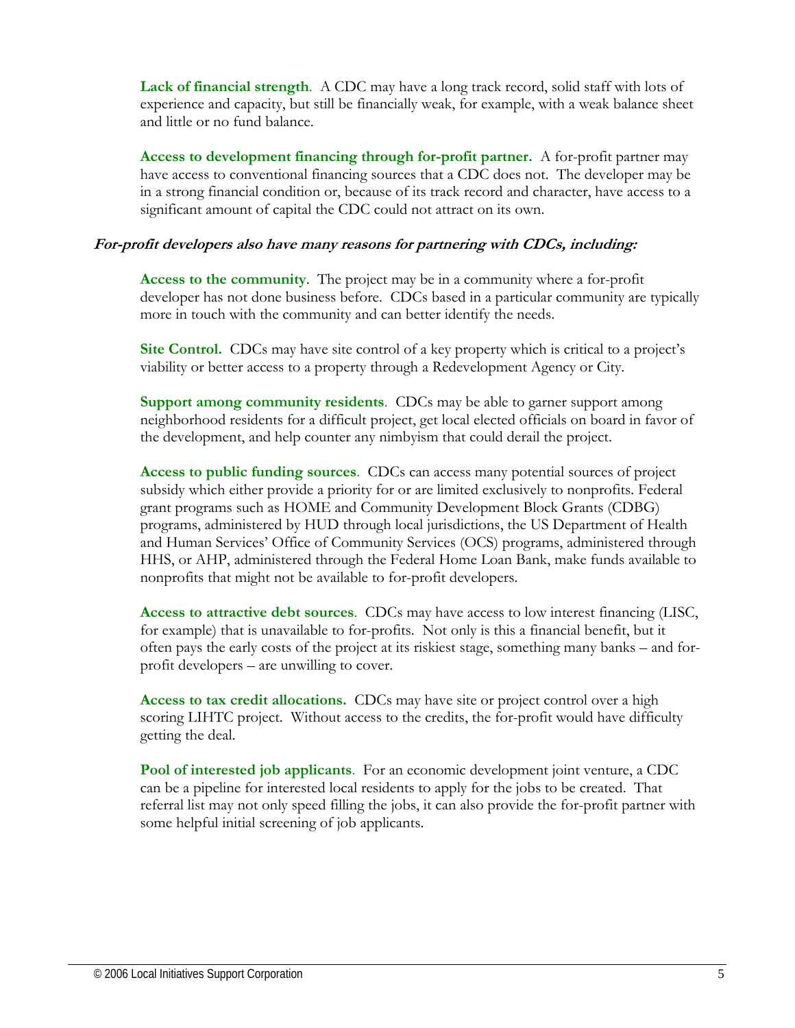**Lack of financial strength**. A CDC may have a long track record, solid staff with lots of experience and capacity, but still be financially weak, for example, with a weak balance sheet and little or no fund balance.

**Access to development financing through for-profit partner.** A for-profit partner may have access to conventional financing sources that a CDC does not. The developer may be in a strong financial condition or, because of its track record and character, have access to a significant amount of capital the CDC could not attract on its own.

***For-profit developers also have many reasons for partnering with CDCs, including:***

**Access to the community**. The project may be in a community where a for-profit developer has not done business before. CDCs based in a particular community are typically more in touch with the community and can better identify the needs.

**Site Control.** CDCs may have site control of a key property which is critical to a project's viability or better access to a property through a Redevelopment Agency or City.

**Support among community residents**. CDCs may be able to garner support among neighborhood residents for a difficult project, get local elected officials on board in favor of the development, and help counter any nimbyism that could derail the project.

**Access to public funding sources**. CDCs can access many potential sources of project subsidy which either provide a priority for or are limited exclusively to nonprofits. Federal grant programs such as HOME and Community Development Block Grants (CDBG) programs, administered by HUD through local jurisdictions, the US Department of Health and Human Services' Office of Community Services (OCS) programs, administered through HHS, or AHP, administered through the Federal Home Loan Bank, make funds available to nonprofits that might not be available to for-profit developers.

**Access to attractive debt sources**. CDCs may have access to low interest financing (LISC, for example) that is unavailable to for-profits. Not only is this a financial benefit, but it often pays the early costs of the project at its riskiest stage, something many banks – and for-profit developers – are unwilling to cover.

**Access to tax credit allocations.** CDCs may have site or project control over a high scoring LIHTC project. Without access to the credits, the for-profit would have difficulty getting the deal.

**Pool of interested job applicants**. For an economic development joint venture, a CDC can be a pipeline for interested local residents to apply for the jobs to be created. That referral list may not only speed filling the jobs, it can also provide the for-profit partner with some helpful initial screening of job applicants.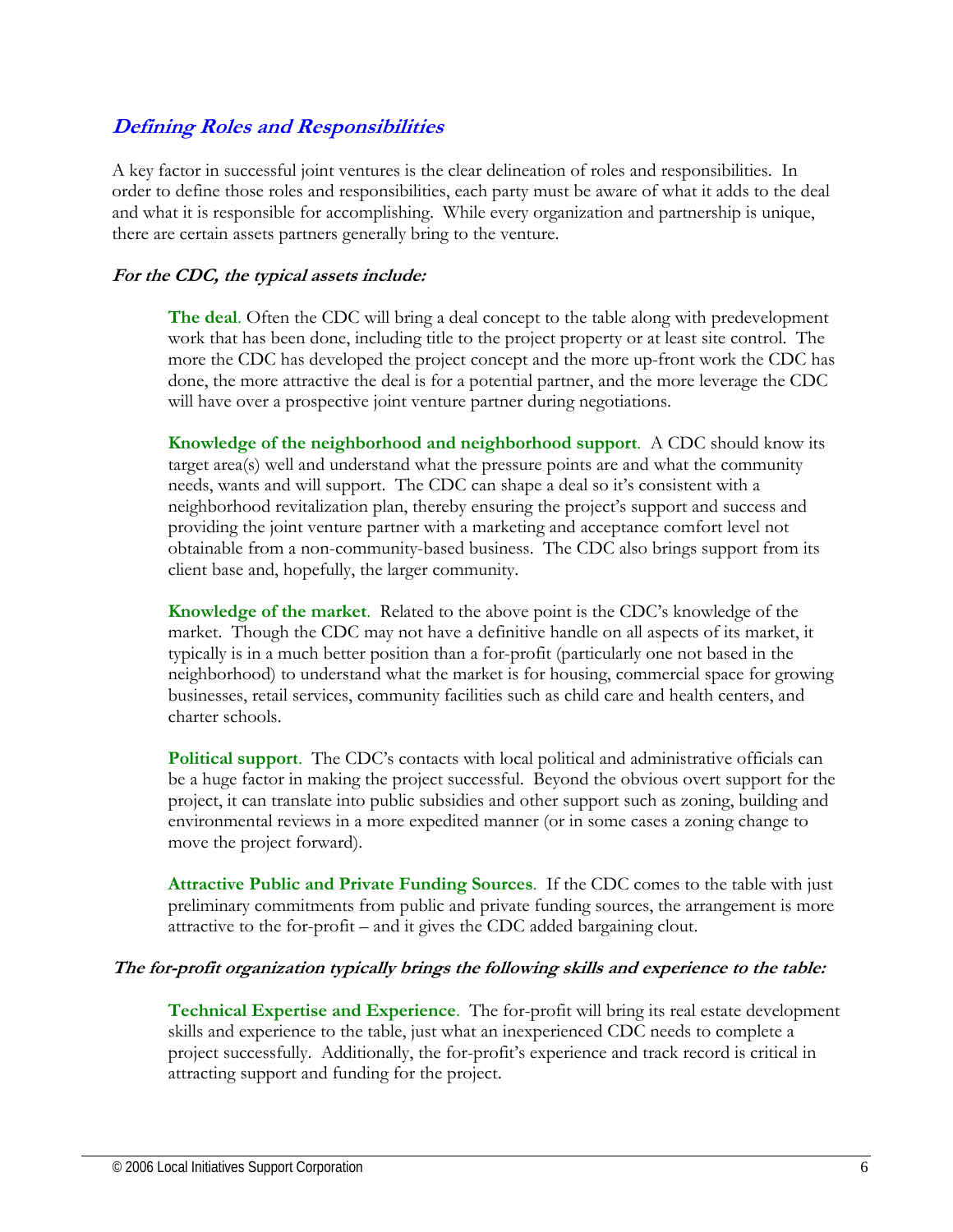## *Defining Roles and Responsibilities*

A key factor in successful joint ventures is the clear delineation of roles and responsibilities. In order to define those roles and responsibilities, each party must be aware of what it adds to the deal and what it is responsible for accomplishing. While every organization and partnership is unique, there are certain assets partners generally bring to the venture.

***For the CDC, the typical assets include:***

**The deal**. Often the CDC will bring a deal concept to the table along with predevelopment work that has been done, including title to the project property or at least site control. The more the CDC has developed the project concept and the more up-front work the CDC has done, the more attractive the deal is for a potential partner, and the more leverage the CDC will have over a prospective joint venture partner during negotiations.

**Knowledge of the neighborhood and neighborhood support**. A CDC should know its target area(s) well and understand what the pressure points are and what the community needs, wants and will support. The CDC can shape a deal so it's consistent with a neighborhood revitalization plan, thereby ensuring the project's support and success and providing the joint venture partner with a marketing and acceptance comfort level not obtainable from a non-community-based business. The CDC also brings support from its client base and, hopefully, the larger community.

**Knowledge of the market**. Related to the above point is the CDC's knowledge of the market. Though the CDC may not have a definitive handle on all aspects of its market, it typically is in a much better position than a for-profit (particularly one not based in the neighborhood) to understand what the market is for housing, commercial space for growing businesses, retail services, community facilities such as child care and health centers, and charter schools.

**Political support**. The CDC's contacts with local political and administrative officials can be a huge factor in making the project successful. Beyond the obvious overt support for the project, it can translate into public subsidies and other support such as zoning, building and environmental reviews in a more expedited manner (or in some cases a zoning change to move the project forward).

**Attractive Public and Private Funding Sources**. If the CDC comes to the table with just preliminary commitments from public and private funding sources, the arrangement is more attractive to the for-profit – and it gives the CDC added bargaining clout.

***The for-profit organization typically brings the following skills and experience to the table:***

**Technical Expertise and Experience**. The for-profit will bring its real estate development skills and experience to the table, just what an inexperienced CDC needs to complete a project successfully. Additionally, the for-profit's experience and track record is critical in attracting support and funding for the project.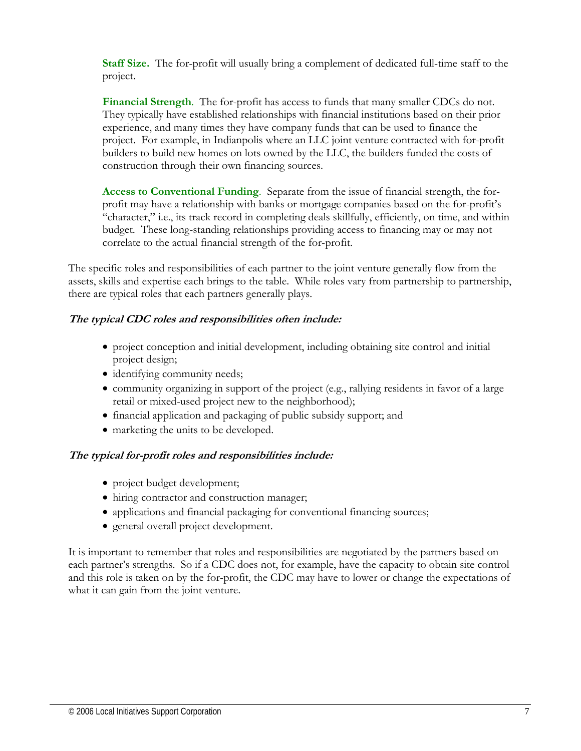**Staff Size.** The for-profit will usually bring a complement of dedicated full-time staff to the project.

**Financial Strength**. The for-profit has access to funds that many smaller CDCs do not. They typically have established relationships with financial institutions based on their prior experience, and many times they have company funds that can be used to finance the project. For example, in Indianpolis where an LLC joint venture contracted with for-profit builders to build new homes on lots owned by the LLC, the builders funded the costs of construction through their own financing sources.

**Access to Conventional Funding**. Separate from the issue of financial strength, the for-profit may have a relationship with banks or mortgage companies based on the for-profit's "character," i.e., its track record in completing deals skillfully, efficiently, on time, and within budget. These long-standing relationships providing access to financing may or may not correlate to the actual financial strength of the for-profit.

The specific roles and responsibilities of each partner to the joint venture generally flow from the assets, skills and expertise each brings to the table. While roles vary from partnership to partnership, there are typical roles that each partners generally plays.

***The typical CDC roles and responsibilities often include:***

- project conception and initial development, including obtaining site control and initial project design;
- identifying community needs;
- community organizing in support of the project (e.g., rallying residents in favor of a large retail or mixed-used project new to the neighborhood);
- financial application and packaging of public subsidy support; and
- marketing the units to be developed.

***The typical for-profit roles and responsibilities include:***

- project budget development;
- hiring contractor and construction manager;
- applications and financial packaging for conventional financing sources;
- general overall project development.

It is important to remember that roles and responsibilities are negotiated by the partners based on each partner's strengths. So if a CDC does not, for example, have the capacity to obtain site control and this role is taken on by the for-profit, the CDC may have to lower or change the expectations of what it can gain from the joint venture.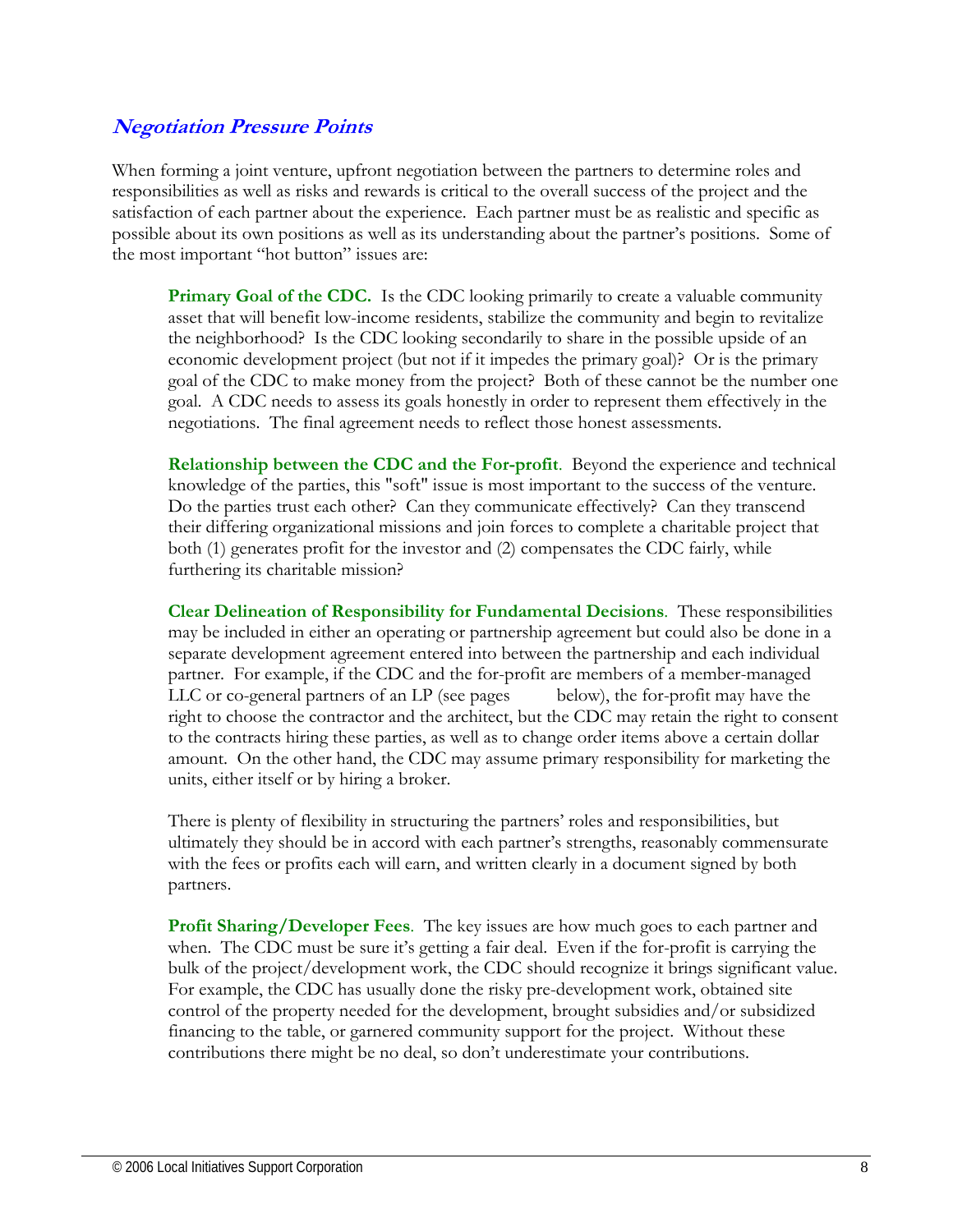## *Negotiation Pressure Points*

When forming a joint venture, upfront negotiation between the partners to determine roles and responsibilities as well as risks and rewards is critical to the overall success of the project and the satisfaction of each partner about the experience. Each partner must be as realistic and specific as possible about its own positions as well as its understanding about the partner's positions. Some of the most important "hot button" issues are:

**Primary Goal of the CDC.** Is the CDC looking primarily to create a valuable community asset that will benefit low-income residents, stabilize the community and begin to revitalize the neighborhood? Is the CDC looking secondarily to share in the possible upside of an economic development project (but not if it impedes the primary goal)? Or is the primary goal of the CDC to make money from the project? Both of these cannot be the number one goal. A CDC needs to assess its goals honestly in order to represent them effectively in the negotiations. The final agreement needs to reflect those honest assessments.

**Relationship between the CDC and the For-profit**. Beyond the experience and technical knowledge of the parties, this "soft" issue is most important to the success of the venture. Do the parties trust each other? Can they communicate effectively? Can they transcend their differing organizational missions and join forces to complete a charitable project that both (1) generates profit for the investor and (2) compensates the CDC fairly, while furthering its charitable mission?

**Clear Delineation of Responsibility for Fundamental Decisions**. These responsibilities may be included in either an operating or partnership agreement but could also be done in a separate development agreement entered into between the partnership and each individual partner. For example, if the CDC and the for-profit are members of a member-managed LLC or co-general partners of an LP (see pages        below), the for-profit may have the right to choose the contractor and the architect, but the CDC may retain the right to consent to the contracts hiring these parties, as well as to change order items above a certain dollar amount. On the other hand, the CDC may assume primary responsibility for marketing the units, either itself or by hiring a broker.

There is plenty of flexibility in structuring the partners' roles and responsibilities, but ultimately they should be in accord with each partner's strengths, reasonably commensurate with the fees or profits each will earn, and written clearly in a document signed by both partners.

**Profit Sharing/Developer Fees**. The key issues are how much goes to each partner and when. The CDC must be sure it's getting a fair deal. Even if the for-profit is carrying the bulk of the project/development work, the CDC should recognize it brings significant value. For example, the CDC has usually done the risky pre-development work, obtained site control of the property needed for the development, brought subsidies and/or subsidized financing to the table, or garnered community support for the project. Without these contributions there might be no deal, so don't underestimate your contributions.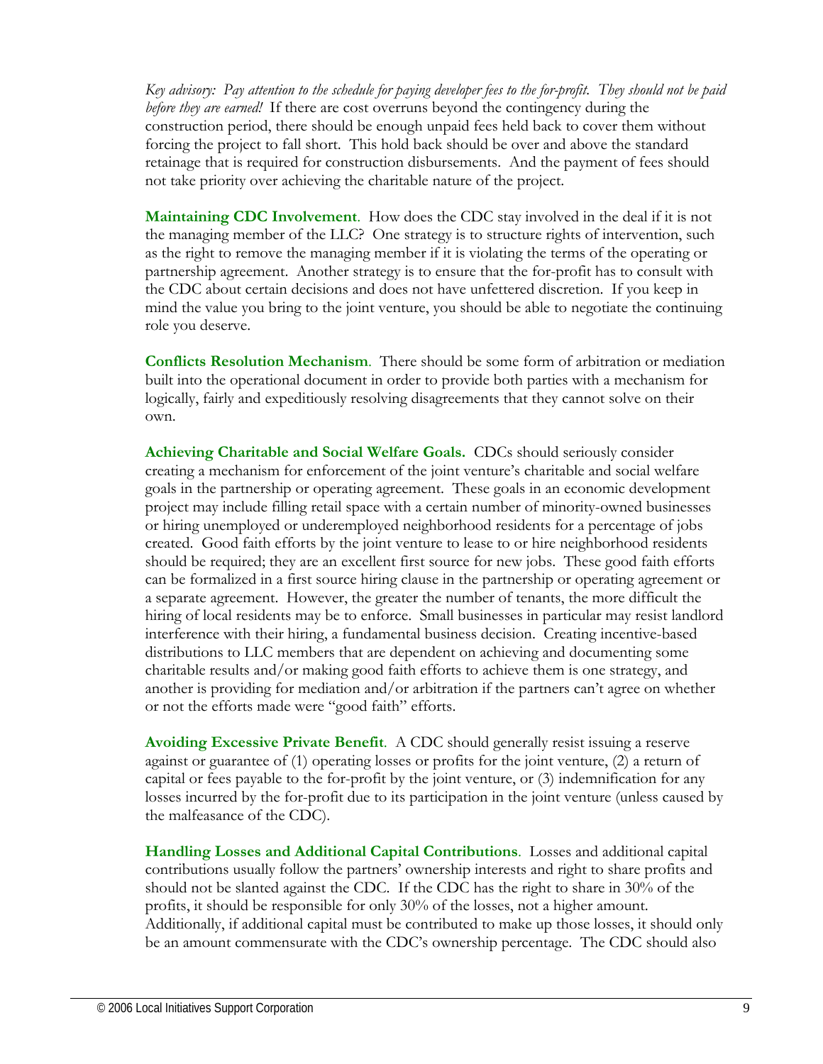*Key advisory: Pay attention to the schedule for paying developer fees to the for-profit. They should not be paid before they are earned!* If there are cost overruns beyond the contingency during the construction period, there should be enough unpaid fees held back to cover them without forcing the project to fall short. This hold back should be over and above the standard retainage that is required for construction disbursements. And the payment of fees should not take priority over achieving the charitable nature of the project.

**Maintaining CDC Involvement**. How does the CDC stay involved in the deal if it is not the managing member of the LLC? One strategy is to structure rights of intervention, such as the right to remove the managing member if it is violating the terms of the operating or partnership agreement. Another strategy is to ensure that the for-profit has to consult with the CDC about certain decisions and does not have unfettered discretion. If you keep in mind the value you bring to the joint venture, you should be able to negotiate the continuing role you deserve.

**Conflicts Resolution Mechanism**. There should be some form of arbitration or mediation built into the operational document in order to provide both parties with a mechanism for logically, fairly and expeditiously resolving disagreements that they cannot solve on their own.

**Achieving Charitable and Social Welfare Goals.** CDCs should seriously consider creating a mechanism for enforcement of the joint venture's charitable and social welfare goals in the partnership or operating agreement. These goals in an economic development project may include filling retail space with a certain number of minority-owned businesses or hiring unemployed or underemployed neighborhood residents for a percentage of jobs created. Good faith efforts by the joint venture to lease to or hire neighborhood residents should be required; they are an excellent first source for new jobs. These good faith efforts can be formalized in a first source hiring clause in the partnership or operating agreement or a separate agreement. However, the greater the number of tenants, the more difficult the hiring of local residents may be to enforce. Small businesses in particular may resist landlord interference with their hiring, a fundamental business decision. Creating incentive-based distributions to LLC members that are dependent on achieving and documenting some charitable results and/or making good faith efforts to achieve them is one strategy, and another is providing for mediation and/or arbitration if the partners can't agree on whether or not the efforts made were "good faith" efforts.

**Avoiding Excessive Private Benefit**. A CDC should generally resist issuing a reserve against or guarantee of (1) operating losses or profits for the joint venture, (2) a return of capital or fees payable to the for-profit by the joint venture, or (3) indemnification for any losses incurred by the for-profit due to its participation in the joint venture (unless caused by the malfeasance of the CDC).

**Handling Losses and Additional Capital Contributions**. Losses and additional capital contributions usually follow the partners' ownership interests and right to share profits and should not be slanted against the CDC. If the CDC has the right to share in 30% of the profits, it should be responsible for only 30% of the losses, not a higher amount. Additionally, if additional capital must be contributed to make up those losses, it should only be an amount commensurate with the CDC's ownership percentage. The CDC should also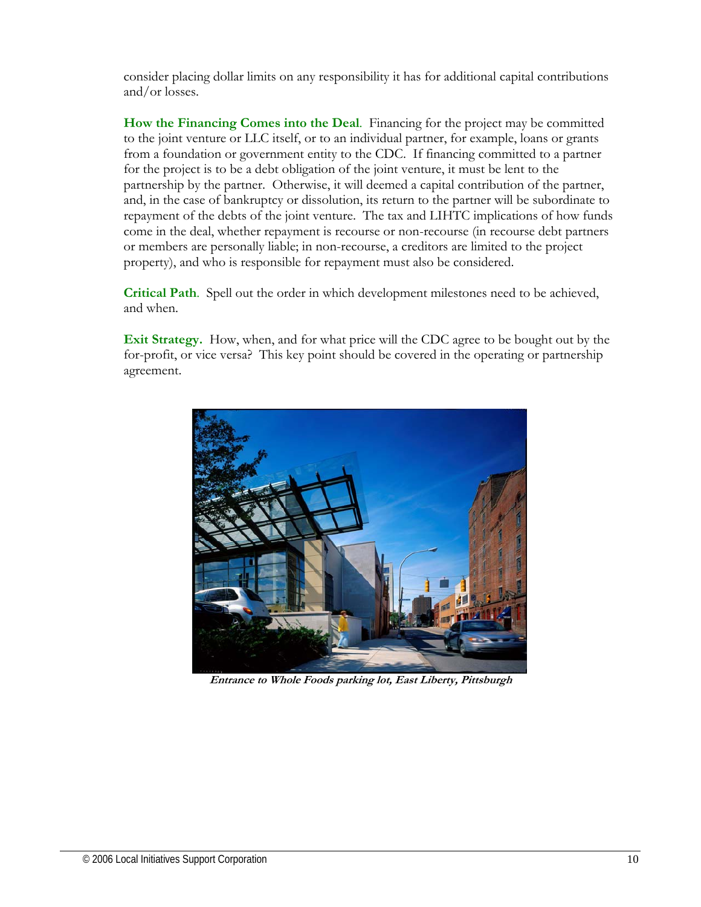consider placing dollar limits on any responsibility it has for additional capital contributions and/or losses.

**How the Financing Comes into the Deal**. Financing for the project may be committed to the joint venture or LLC itself, or to an individual partner, for example, loans or grants from a foundation or government entity to the CDC. If financing committed to a partner for the project is to be a debt obligation of the joint venture, it must be lent to the partnership by the partner. Otherwise, it will deemed a capital contribution of the partner, and, in the case of bankruptcy or dissolution, its return to the partner will be subordinate to repayment of the debts of the joint venture. The tax and LIHTC implications of how funds come in the deal, whether repayment is recourse or non-recourse (in recourse debt partners or members are personally liable; in non-recourse, a creditors are limited to the project property), and who is responsible for repayment must also be considered.

**Critical Path**. Spell out the order in which development milestones need to be achieved, and when.

**Exit Strategy.** How, when, and for what price will the CDC agree to be bought out by the for-profit, or vice versa? This key point should be covered in the operating or partnership agreement.

***Entrance to Whole Foods parking lot, East Liberty, Pittsburgh***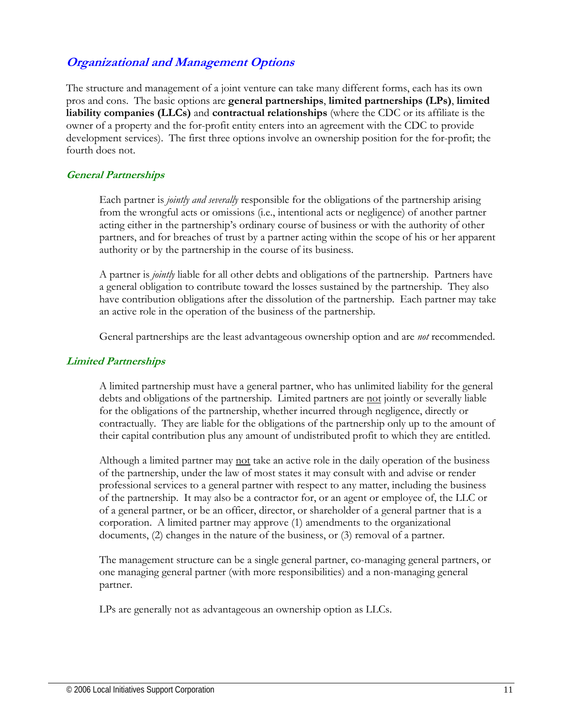## ***Organizational and Management Options***

The structure and management of a joint venture can take many different forms, each has its own pros and cons. The basic options are **general partnerships**, **limited partnerships (LPs)**, **limited liability companies (LLCs)** and **contractual relationships** (where the CDC or its affiliate is the owner of a property and the for-profit entity enters into an agreement with the CDC to provide development services). The first three options involve an ownership position for the for-profit; the fourth does not.

### ***General Partnerships***

Each partner is *jointly and severally* responsible for the obligations of the partnership arising from the wrongful acts or omissions (i.e., intentional acts or negligence) of another partner acting either in the partnership's ordinary course of business or with the authority of other partners, and for breaches of trust by a partner acting within the scope of his or her apparent authority or by the partnership in the course of its business.

A partner is *jointly* liable for all other debts and obligations of the partnership. Partners have a general obligation to contribute toward the losses sustained by the partnership. They also have contribution obligations after the dissolution of the partnership. Each partner may take an active role in the operation of the business of the partnership.

General partnerships are the least advantageous ownership option and are *not* recommended.

### ***Limited Partnerships***

A limited partnership must have a general partner, who has unlimited liability for the general debts and obligations of the partnership. Limited partners are <u>not</u> jointly or severally liable for the obligations of the partnership, whether incurred through negligence, directly or contractually. They are liable for the obligations of the partnership only up to the amount of their capital contribution plus any amount of undistributed profit to which they are entitled.

Although a limited partner may <u>not</u> take an active role in the daily operation of the business of the partnership, under the law of most states it may consult with and advise or render professional services to a general partner with respect to any matter, including the business of the partnership. It may also be a contractor for, or an agent or employee of, the LLC or of a general partner, or be an officer, director, or shareholder of a general partner that is a corporation. A limited partner may approve (1) amendments to the organizational documents, (2) changes in the nature of the business, or (3) removal of a partner.

The management structure can be a single general partner, co-managing general partners, or one managing general partner (with more responsibilities) and a non-managing general partner.

LPs are generally not as advantageous an ownership option as LLCs.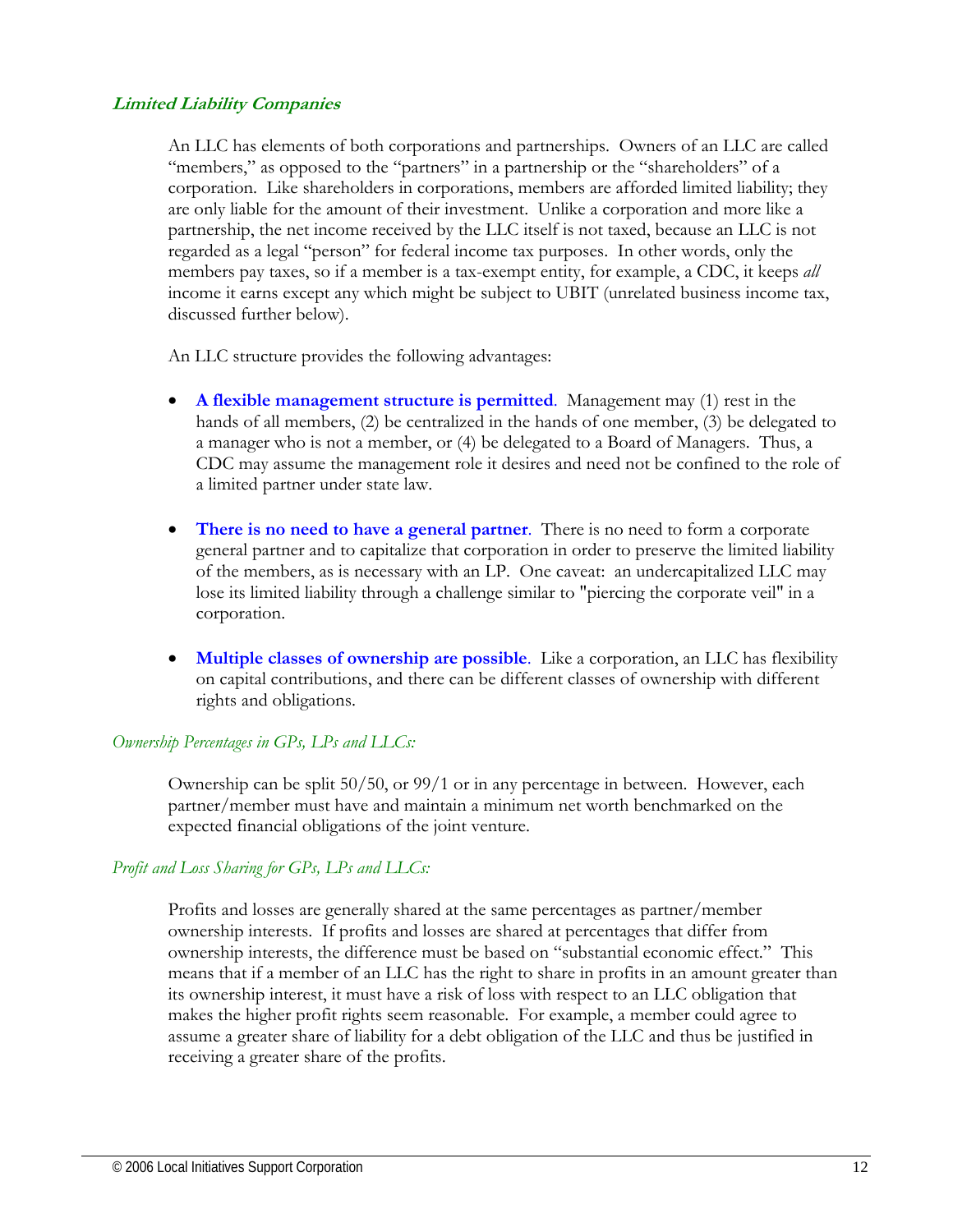### *Limited Liability Companies*

An LLC has elements of both corporations and partnerships. Owners of an LLC are called "members," as opposed to the "partners" in a partnership or the "shareholders" of a corporation. Like shareholders in corporations, members are afforded limited liability; they are only liable for the amount of their investment. Unlike a corporation and more like a partnership, the net income received by the LLC itself is not taxed, because an LLC is not regarded as a legal "person" for federal income tax purposes. In other words, only the members pay taxes, so if a member is a tax-exempt entity, for example, a CDC, it keeps *all* income it earns except any which might be subject to UBIT (unrelated business income tax, discussed further below).

An LLC structure provides the following advantages:

- **A flexible management structure is permitted**. Management may (1) rest in the hands of all members, (2) be centralized in the hands of one member, (3) be delegated to a manager who is not a member, or (4) be delegated to a Board of Managers. Thus, a CDC may assume the management role it desires and need not be confined to the role of a limited partner under state law.

- **There is no need to have a general partner**. There is no need to form a corporate general partner and to capitalize that corporation in order to preserve the limited liability of the members, as is necessary with an LP. One caveat: an undercapitalized LLC may lose its limited liability through a challenge similar to "piercing the corporate veil" in a corporation.

- **Multiple classes of ownership are possible**. Like a corporation, an LLC has flexibility on capital contributions, and there can be different classes of ownership with different rights and obligations.

*Ownership Percentages in GPs, LPs and LLCs:*

Ownership can be split 50/50, or 99/1 or in any percentage in between. However, each partner/member must have and maintain a minimum net worth benchmarked on the expected financial obligations of the joint venture.

*Profit and Loss Sharing for GPs, LPs and LLCs:*

Profits and losses are generally shared at the same percentages as partner/member ownership interests. If profits and losses are shared at percentages that differ from ownership interests, the difference must be based on "substantial economic effect." This means that if a member of an LLC has the right to share in profits in an amount greater than its ownership interest, it must have a risk of loss with respect to an LLC obligation that makes the higher profit rights seem reasonable. For example, a member could agree to assume a greater share of liability for a debt obligation of the LLC and thus be justified in receiving a greater share of the profits.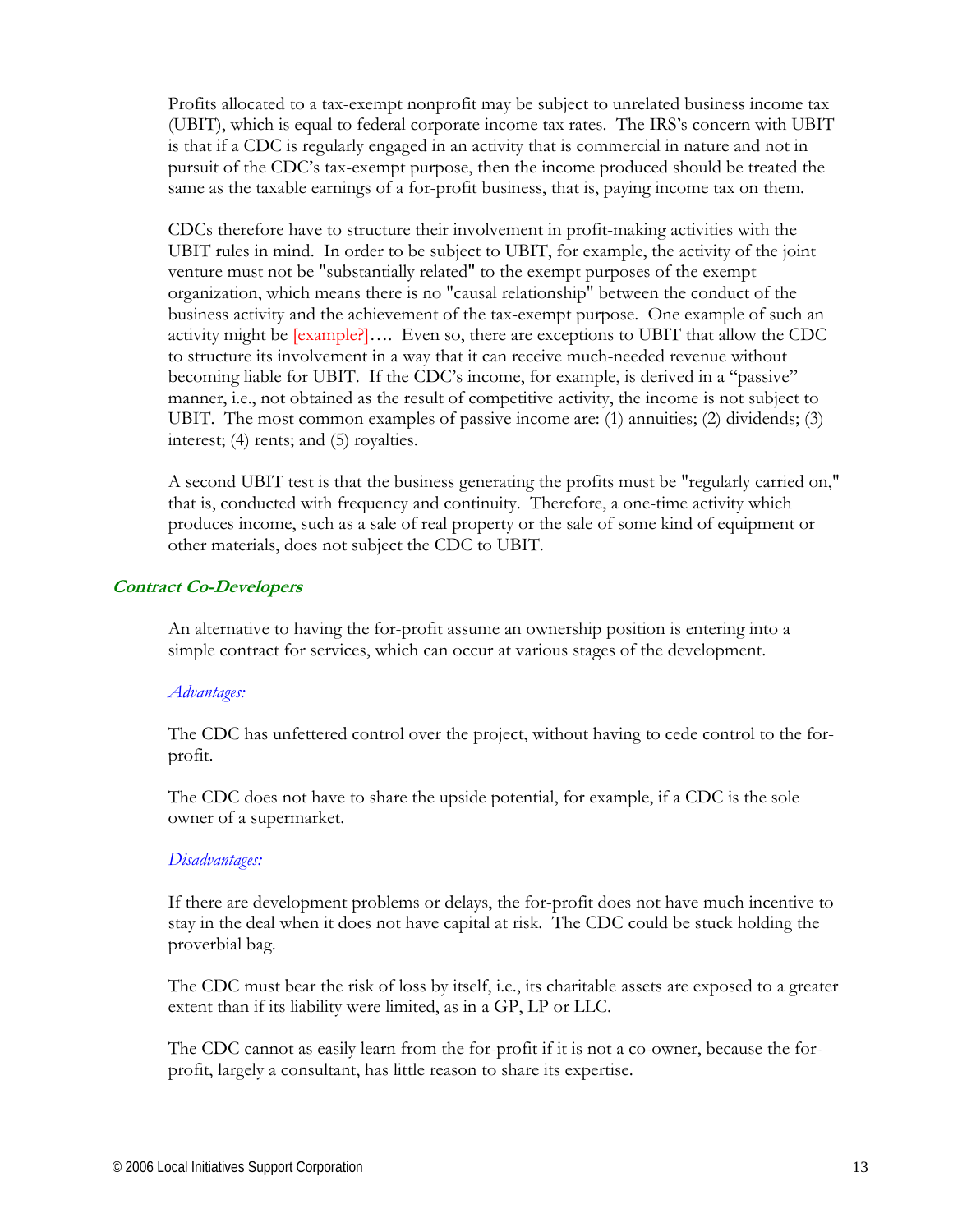Profits allocated to a tax-exempt nonprofit may be subject to unrelated business income tax (UBIT), which is equal to federal corporate income tax rates. The IRS's concern with UBIT is that if a CDC is regularly engaged in an activity that is commercial in nature and not in pursuit of the CDC's tax-exempt purpose, then the income produced should be treated the same as the taxable earnings of a for-profit business, that is, paying income tax on them.

CDCs therefore have to structure their involvement in profit-making activities with the UBIT rules in mind. In order to be subject to UBIT, for example, the activity of the joint venture must not be "substantially related" to the exempt purposes of the exempt organization, which means there is no "causal relationship" between the conduct of the business activity and the achievement of the tax-exempt purpose. One example of such an activity might be [example?]…. Even so, there are exceptions to UBIT that allow the CDC to structure its involvement in a way that it can receive much-needed revenue without becoming liable for UBIT. If the CDC's income, for example, is derived in a "passive" manner, i.e., not obtained as the result of competitive activity, the income is not subject to UBIT. The most common examples of passive income are: (1) annuities; (2) dividends; (3) interest; (4) rents; and (5) royalties.

A second UBIT test is that the business generating the profits must be "regularly carried on," that is, conducted with frequency and continuity. Therefore, a one-time activity which produces income, such as a sale of real property or the sale of some kind of equipment or other materials, does not subject the CDC to UBIT.

### ***Contract Co-Developers***

An alternative to having the for-profit assume an ownership position is entering into a simple contract for services, which can occur at various stages of the development.

*Advantages:*

The CDC has unfettered control over the project, without having to cede control to the for-profit.

The CDC does not have to share the upside potential, for example, if a CDC is the sole owner of a supermarket.

*Disadvantages:*

If there are development problems or delays, the for-profit does not have much incentive to stay in the deal when it does not have capital at risk. The CDC could be stuck holding the proverbial bag.

The CDC must bear the risk of loss by itself, i.e., its charitable assets are exposed to a greater extent than if its liability were limited, as in a GP, LP or LLC.

The CDC cannot as easily learn from the for-profit if it is not a co-owner, because the for-profit, largely a consultant, has little reason to share its expertise.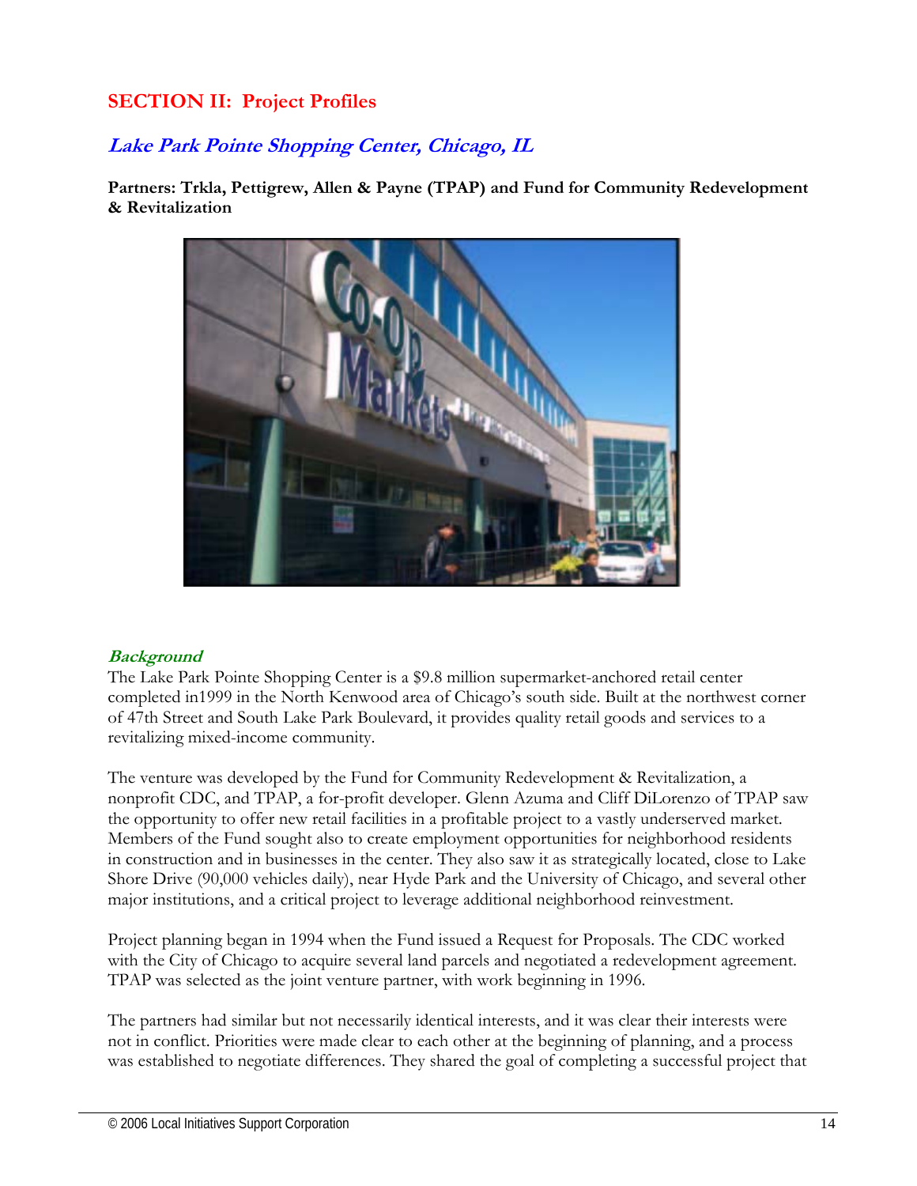## SECTION II: Project Profiles

### *Lake Park Pointe Shopping Center, Chicago, IL*

**Partners: Trkla, Pettigrew, Allen & Payne (TPAP) and Fund for Community Redevelopment & Revitalization**

#### *Background*

The Lake Park Pointe Shopping Center is a $9.8 million supermarket-anchored retail center completed in1999 in the North Kenwood area of Chicago's south side. Built at the northwest corner of 47th Street and South Lake Park Boulevard, it provides quality retail goods and services to a revitalizing mixed-income community.

The venture was developed by the Fund for Community Redevelopment & Revitalization, a nonprofit CDC, and TPAP, a for-profit developer. Glenn Azuma and Cliff DiLorenzo of TPAP saw the opportunity to offer new retail facilities in a profitable project to a vastly underserved market. Members of the Fund sought also to create employment opportunities for neighborhood residents in construction and in businesses in the center. They also saw it as strategically located, close to Lake Shore Drive (90,000 vehicles daily), near Hyde Park and the University of Chicago, and several other major institutions, and a critical project to leverage additional neighborhood reinvestment.

Project planning began in 1994 when the Fund issued a Request for Proposals. The CDC worked with the City of Chicago to acquire several land parcels and negotiated a redevelopment agreement. TPAP was selected as the joint venture partner, with work beginning in 1996.

The partners had similar but not necessarily identical interests, and it was clear their interests were not in conflict. Priorities were made clear to each other at the beginning of planning, and a process was established to negotiate differences. They shared the goal of completing a successful project that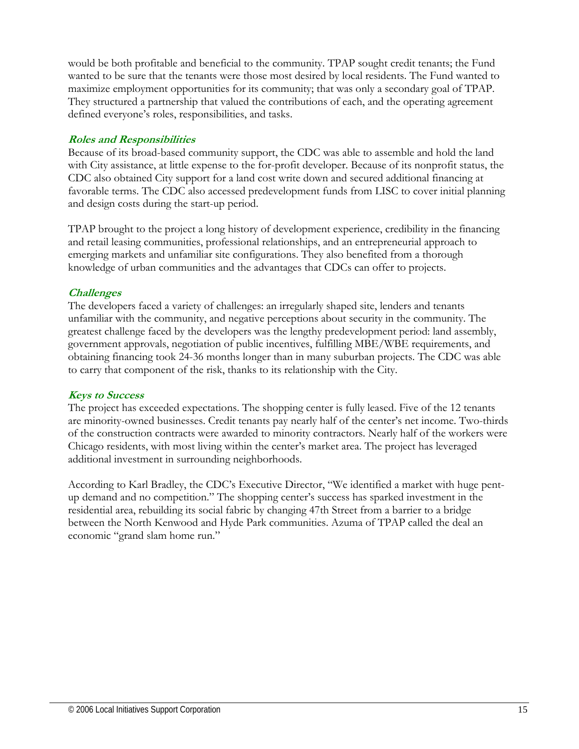would be both profitable and beneficial to the community. TPAP sought credit tenants; the Fund wanted to be sure that the tenants were those most desired by local residents. The Fund wanted to maximize employment opportunities for its community; that was only a secondary goal of TPAP. They structured a partnership that valued the contributions of each, and the operating agreement defined everyone's roles, responsibilities, and tasks.

### *Roles and Responsibilities*

Because of its broad-based community support, the CDC was able to assemble and hold the land with City assistance, at little expense to the for-profit developer. Because of its nonprofit status, the CDC also obtained City support for a land cost write down and secured additional financing at favorable terms. The CDC also accessed predevelopment funds from LISC to cover initial planning and design costs during the start-up period.

TPAP brought to the project a long history of development experience, credibility in the financing and retail leasing communities, professional relationships, and an entrepreneurial approach to emerging markets and unfamiliar site configurations. They also benefited from a thorough knowledge of urban communities and the advantages that CDCs can offer to projects.

### *Challenges*

The developers faced a variety of challenges: an irregularly shaped site, lenders and tenants unfamiliar with the community, and negative perceptions about security in the community. The greatest challenge faced by the developers was the lengthy predevelopment period: land assembly, government approvals, negotiation of public incentives, fulfilling MBE/WBE requirements, and obtaining financing took 24-36 months longer than in many suburban projects. The CDC was able to carry that component of the risk, thanks to its relationship with the City.

### *Keys to Success*

The project has exceeded expectations. The shopping center is fully leased. Five of the 12 tenants are minority-owned businesses. Credit tenants pay nearly half of the center's net income. Two-thirds of the construction contracts were awarded to minority contractors. Nearly half of the workers were Chicago residents, with most living within the center's market area. The project has leveraged additional investment in surrounding neighborhoods.

According to Karl Bradley, the CDC's Executive Director, "We identified a market with huge pent-up demand and no competition." The shopping center's success has sparked investment in the residential area, rebuilding its social fabric by changing 47th Street from a barrier to a bridge between the North Kenwood and Hyde Park communities. Azuma of TPAP called the deal an economic "grand slam home run."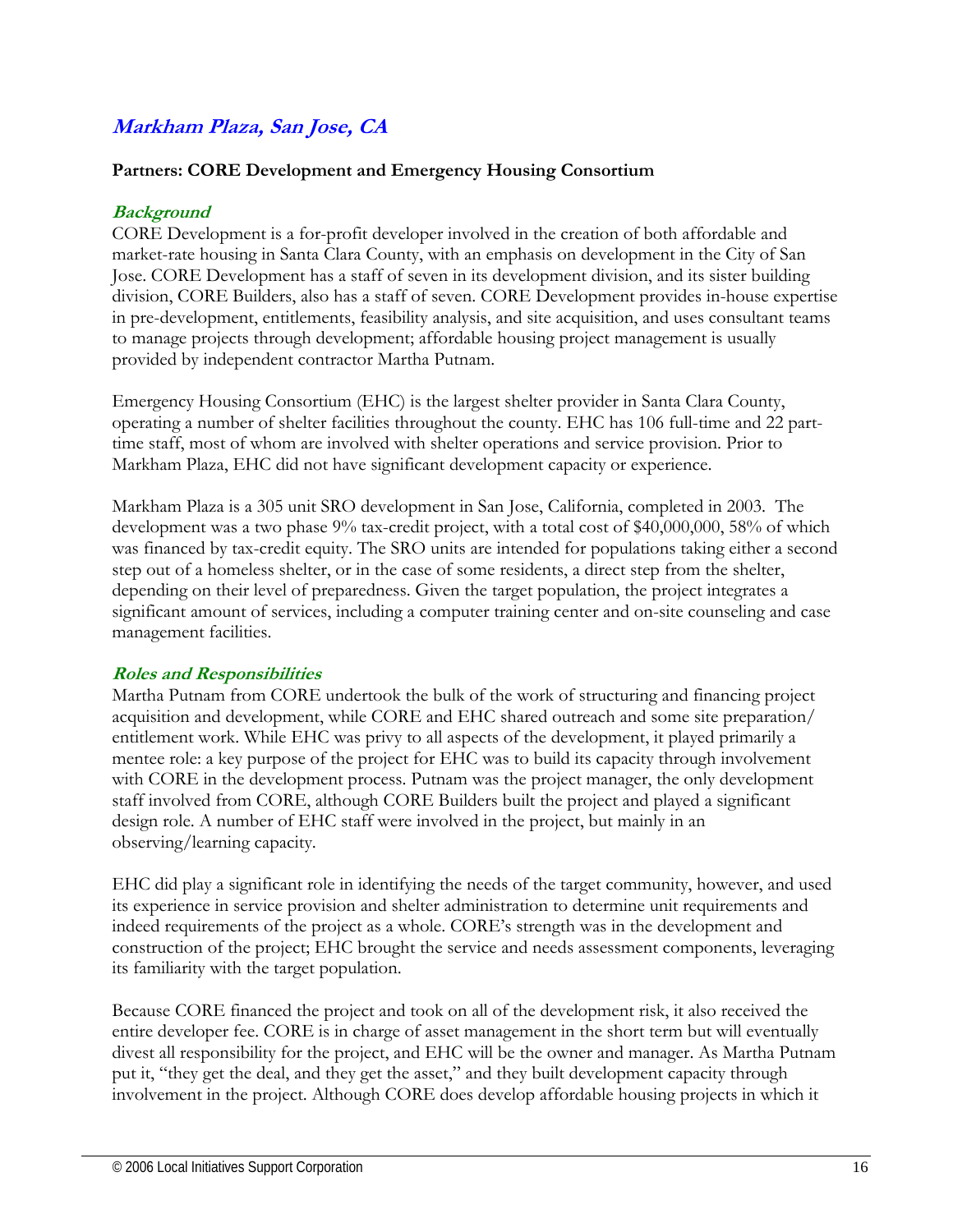## *Markham Plaza, San Jose, CA*

**Partners: CORE Development and Emergency Housing Consortium**

### *Background*

CORE Development is a for-profit developer involved in the creation of both affordable and market-rate housing in Santa Clara County, with an emphasis on development in the City of San Jose. CORE Development has a staff of seven in its development division, and its sister building division, CORE Builders, also has a staff of seven. CORE Development provides in-house expertise in pre-development, entitlements, feasibility analysis, and site acquisition, and uses consultant teams to manage projects through development; affordable housing project management is usually provided by independent contractor Martha Putnam.

Emergency Housing Consortium (EHC) is the largest shelter provider in Santa Clara County, operating a number of shelter facilities throughout the county. EHC has 106 full-time and 22 part-time staff, most of whom are involved with shelter operations and service provision. Prior to Markham Plaza, EHC did not have significant development capacity or experience.

Markham Plaza is a 305 unit SRO development in San Jose, California, completed in 2003. The development was a two phase 9% tax-credit project, with a total cost of $40,000,000, 58% of which was financed by tax-credit equity. The SRO units are intended for populations taking either a second step out of a homeless shelter, or in the case of some residents, a direct step from the shelter, depending on their level of preparedness. Given the target population, the project integrates a significant amount of services, including a computer training center and on-site counseling and case management facilities.

### *Roles and Responsibilities*

Martha Putnam from CORE undertook the bulk of the work of structuring and financing project acquisition and development, while CORE and EHC shared outreach and some site preparation/ entitlement work. While EHC was privy to all aspects of the development, it played primarily a mentee role: a key purpose of the project for EHC was to build its capacity through involvement with CORE in the development process. Putnam was the project manager, the only development staff involved from CORE, although CORE Builders built the project and played a significant design role. A number of EHC staff were involved in the project, but mainly in an observing/learning capacity.

EHC did play a significant role in identifying the needs of the target community, however, and used its experience in service provision and shelter administration to determine unit requirements and indeed requirements of the project as a whole. CORE's strength was in the development and construction of the project; EHC brought the service and needs assessment components, leveraging its familiarity with the target population.

Because CORE financed the project and took on all of the development risk, it also received the entire developer fee. CORE is in charge of asset management in the short term but will eventually divest all responsibility for the project, and EHC will be the owner and manager. As Martha Putnam put it, "they get the deal, and they get the asset," and they built development capacity through involvement in the project. Although CORE does develop affordable housing projects in which it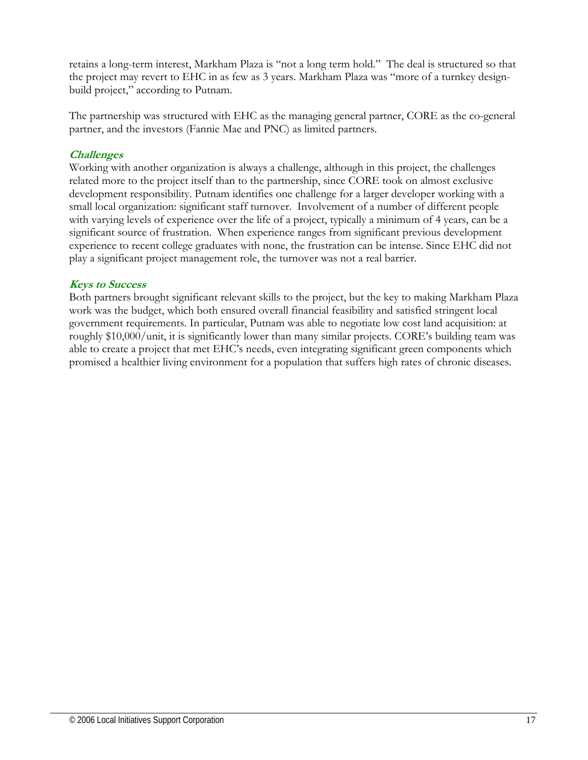retains a long-term interest, Markham Plaza is "not a long term hold." The deal is structured so that the project may revert to EHC in as few as 3 years. Markham Plaza was "more of a turnkey design-build project," according to Putnam.

The partnership was structured with EHC as the managing general partner, CORE as the co-general partner, and the investors (Fannie Mae and PNC) as limited partners.

### *Challenges*

Working with another organization is always a challenge, although in this project, the challenges related more to the project itself than to the partnership, since CORE took on almost exclusive development responsibility. Putnam identifies one challenge for a larger developer working with a small local organization: significant staff turnover. Involvement of a number of different people with varying levels of experience over the life of a project, typically a minimum of 4 years, can be a significant source of frustration. When experience ranges from significant previous development experience to recent college graduates with none, the frustration can be intense. Since EHC did not play a significant project management role, the turnover was not a real barrier.

### *Keys to Success*

Both partners brought significant relevant skills to the project, but the key to making Markham Plaza work was the budget, which both ensured overall financial feasibility and satisfied stringent local government requirements. In particular, Putnam was able to negotiate low cost land acquisition: at roughly $10,000/unit, it is significantly lower than many similar projects. CORE's building team was able to create a project that met EHC's needs, even integrating significant green components which promised a healthier living environment for a population that suffers high rates of chronic diseases.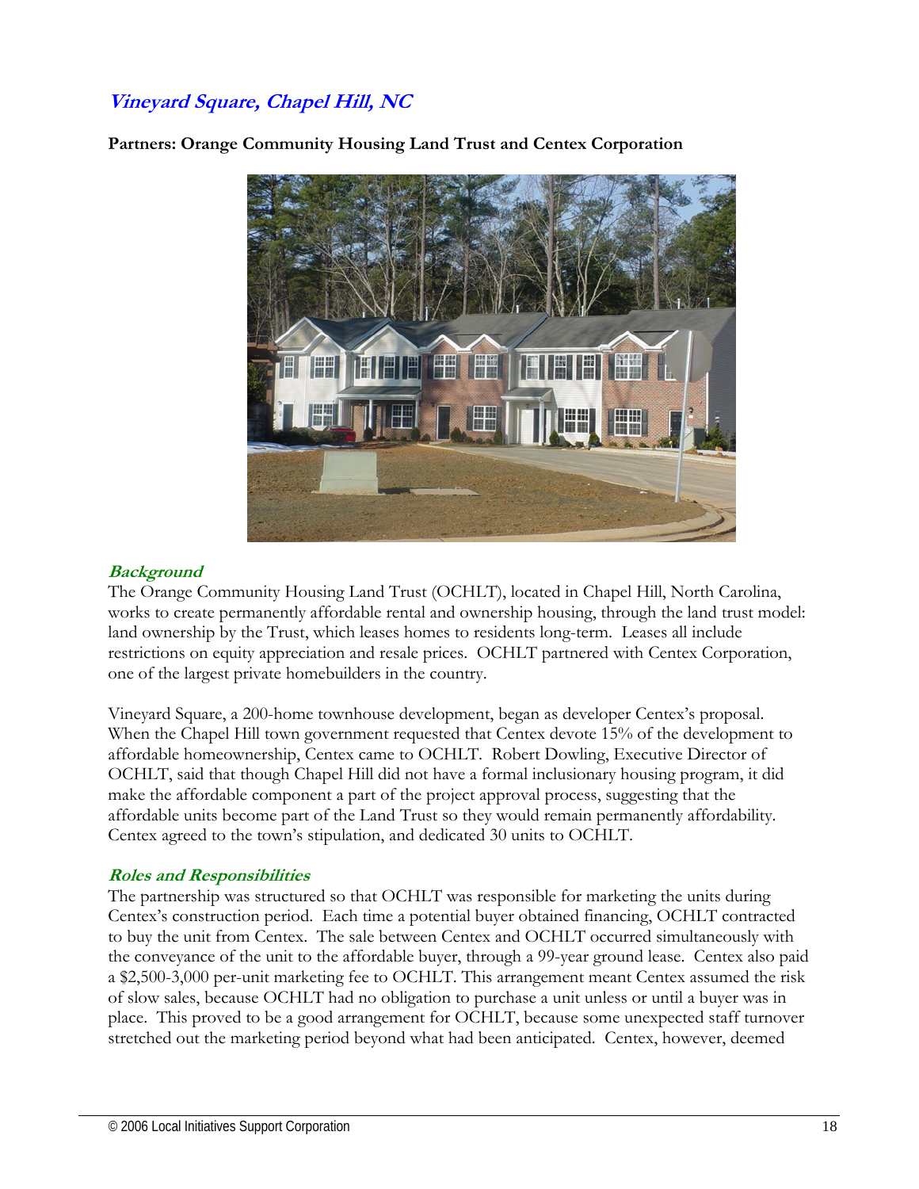## Vineyard Square, Chapel Hill, NC

**Partners: Orange Community Housing Land Trust and Centex Corporation**

### Background

The Orange Community Housing Land Trust (OCHLT), located in Chapel Hill, North Carolina, works to create permanently affordable rental and ownership housing, through the land trust model: land ownership by the Trust, which leases homes to residents long-term. Leases all include restrictions on equity appreciation and resale prices. OCHLT partnered with Centex Corporation, one of the largest private homebuilders in the country.

Vineyard Square, a 200-home townhouse development, began as developer Centex's proposal. When the Chapel Hill town government requested that Centex devote 15% of the development to affordable homeownership, Centex came to OCHLT. Robert Dowling, Executive Director of OCHLT, said that though Chapel Hill did not have a formal inclusionary housing program, it did make the affordable component a part of the project approval process, suggesting that the affordable units become part of the Land Trust so they would remain permanently affordability. Centex agreed to the town's stipulation, and dedicated 30 units to OCHLT.

### Roles and Responsibilities

The partnership was structured so that OCHLT was responsible for marketing the units during Centex's construction period. Each time a potential buyer obtained financing, OCHLT contracted to buy the unit from Centex. The sale between Centex and OCHLT occurred simultaneously with the conveyance of the unit to the affordable buyer, through a 99-year ground lease. Centex also paid a $2,500-3,000 per-unit marketing fee to OCHLT. This arrangement meant Centex assumed the risk of slow sales, because OCHLT had no obligation to purchase a unit unless or until a buyer was in place. This proved to be a good arrangement for OCHLT, because some unexpected staff turnover stretched out the marketing period beyond what had been anticipated. Centex, however, deemed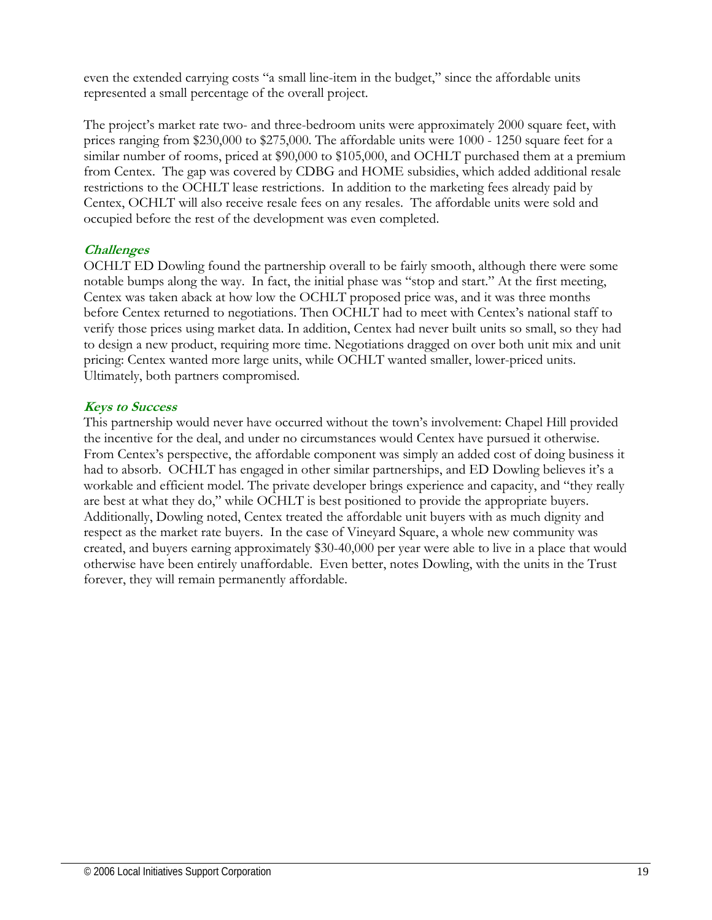even the extended carrying costs "a small line-item in the budget," since the affordable units represented a small percentage of the overall project.

The project's market rate two- and three-bedroom units were approximately 2000 square feet, with prices ranging from $230,000 to $275,000. The affordable units were 1000 - 1250 square feet for a similar number of rooms, priced at $90,000 to $105,000, and OCHLT purchased them at a premium from Centex. The gap was covered by CDBG and HOME subsidies, which added additional resale restrictions to the OCHLT lease restrictions. In addition to the marketing fees already paid by Centex, OCHLT will also receive resale fees on any resales. The affordable units were sold and occupied before the rest of the development was even completed.

### *Challenges*

OCHLT ED Dowling found the partnership overall to be fairly smooth, although there were some notable bumps along the way. In fact, the initial phase was "stop and start." At the first meeting, Centex was taken aback at how low the OCHLT proposed price was, and it was three months before Centex returned to negotiations. Then OCHLT had to meet with Centex's national staff to verify those prices using market data. In addition, Centex had never built units so small, so they had to design a new product, requiring more time. Negotiations dragged on over both unit mix and unit pricing: Centex wanted more large units, while OCHLT wanted smaller, lower-priced units. Ultimately, both partners compromised.

### *Keys to Success*

This partnership would never have occurred without the town's involvement: Chapel Hill provided the incentive for the deal, and under no circumstances would Centex have pursued it otherwise. From Centex's perspective, the affordable component was simply an added cost of doing business it had to absorb. OCHLT has engaged in other similar partnerships, and ED Dowling believes it's a workable and efficient model. The private developer brings experience and capacity, and "they really are best at what they do," while OCHLT is best positioned to provide the appropriate buyers. Additionally, Dowling noted, Centex treated the affordable unit buyers with as much dignity and respect as the market rate buyers. In the case of Vineyard Square, a whole new community was created, and buyers earning approximately $30-40,000 per year were able to live in a place that would otherwise have been entirely unaffordable. Even better, notes Dowling, with the units in the Trust forever, they will remain permanently affordable.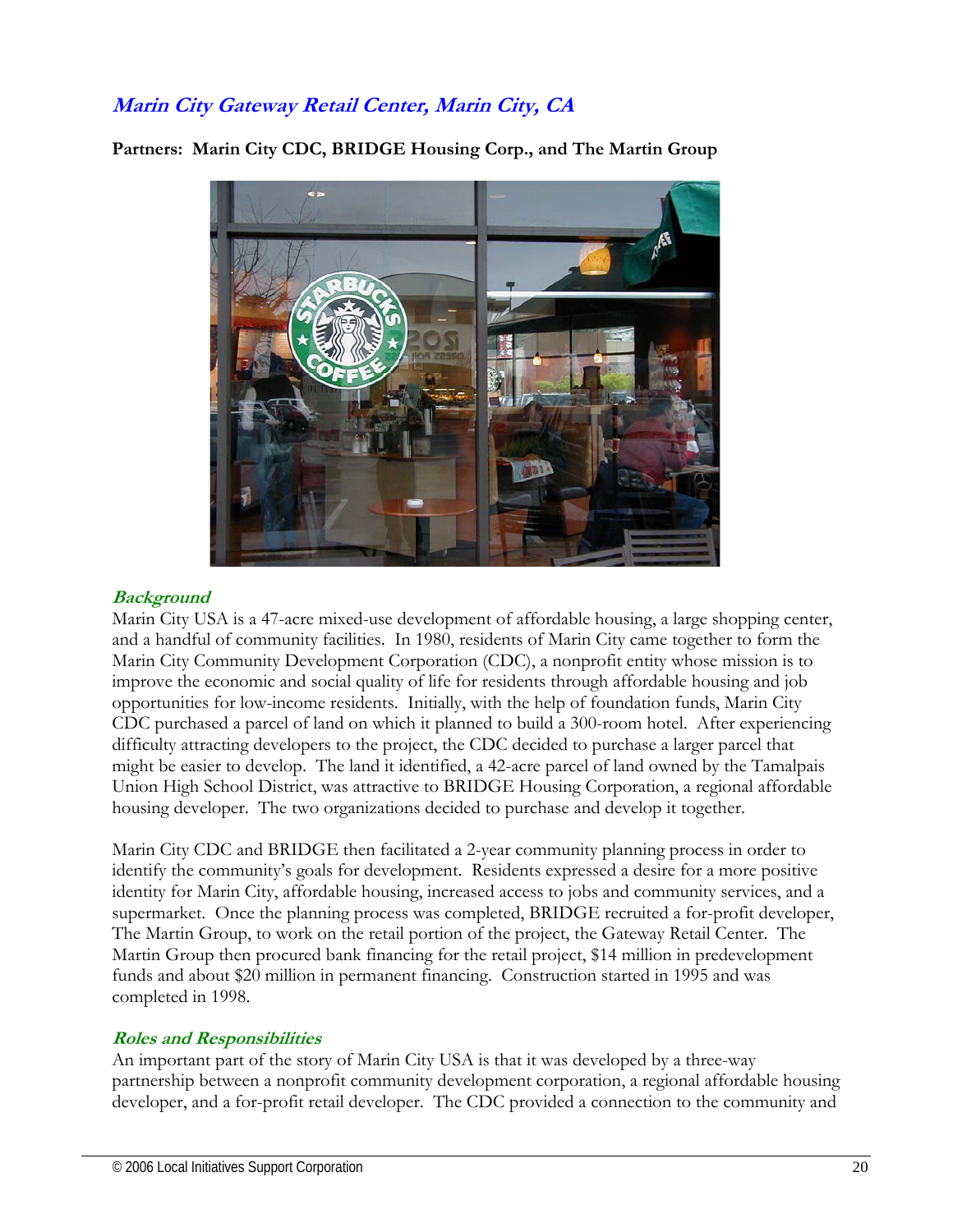## *Marin City Gateway Retail Center, Marin City, CA*

**Partners: Marin City CDC, BRIDGE Housing Corp., and The Martin Group**

### *Background*

Marin City USA is a 47-acre mixed-use development of affordable housing, a large shopping center, and a handful of community facilities. In 1980, residents of Marin City came together to form the Marin City Community Development Corporation (CDC), a nonprofit entity whose mission is to improve the economic and social quality of life for residents through affordable housing and job opportunities for low-income residents. Initially, with the help of foundation funds, Marin City CDC purchased a parcel of land on which it planned to build a 300-room hotel. After experiencing difficulty attracting developers to the project, the CDC decided to purchase a larger parcel that might be easier to develop. The land it identified, a 42-acre parcel of land owned by the Tamalpais Union High School District, was attractive to BRIDGE Housing Corporation, a regional affordable housing developer. The two organizations decided to purchase and develop it together.

Marin City CDC and BRIDGE then facilitated a 2-year community planning process in order to identify the community's goals for development. Residents expressed a desire for a more positive identity for Marin City, affordable housing, increased access to jobs and community services, and a supermarket. Once the planning process was completed, BRIDGE recruited a for-profit developer, The Martin Group, to work on the retail portion of the project, the Gateway Retail Center. The Martin Group then procured bank financing for the retail project, $14 million in predevelopment funds and about $20 million in permanent financing. Construction started in 1995 and was completed in 1998.

### *Roles and Responsibilities*

An important part of the story of Marin City USA is that it was developed by a three-way partnership between a nonprofit community development corporation, a regional affordable housing developer, and a for-profit retail developer. The CDC provided a connection to the community and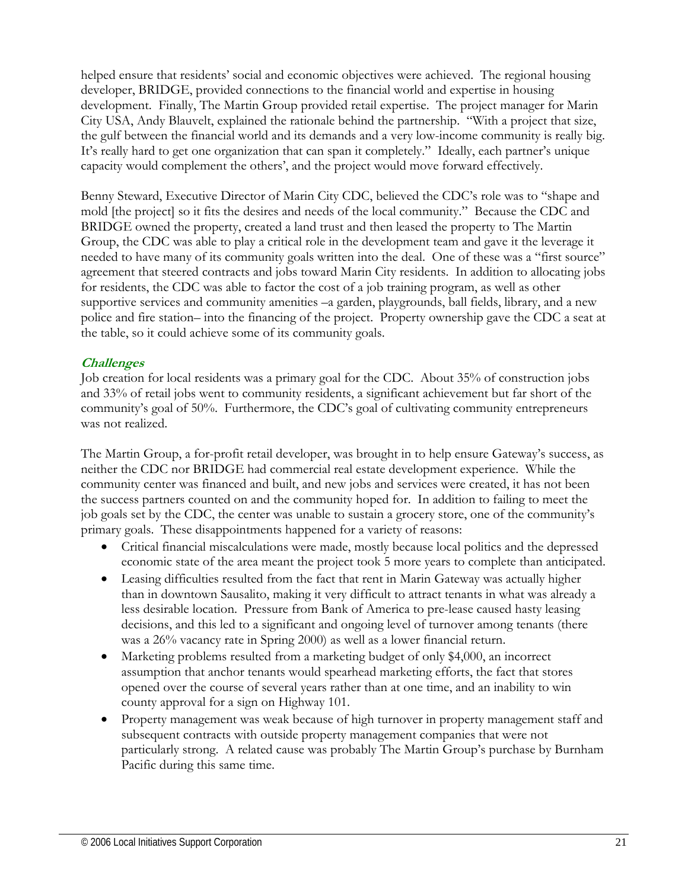helped ensure that residents' social and economic objectives were achieved. The regional housing developer, BRIDGE, provided connections to the financial world and expertise in housing development. Finally, The Martin Group provided retail expertise. The project manager for Marin City USA, Andy Blauvelt, explained the rationale behind the partnership. "With a project that size, the gulf between the financial world and its demands and a very low-income community is really big. It's really hard to get one organization that can span it completely." Ideally, each partner's unique capacity would complement the others', and the project would move forward effectively.

Benny Steward, Executive Director of Marin City CDC, believed the CDC's role was to "shape and mold [the project] so it fits the desires and needs of the local community." Because the CDC and BRIDGE owned the property, created a land trust and then leased the property to The Martin Group, the CDC was able to play a critical role in the development team and gave it the leverage it needed to have many of its community goals written into the deal. One of these was a "first source" agreement that steered contracts and jobs toward Marin City residents. In addition to allocating jobs for residents, the CDC was able to factor the cost of a job training program, as well as other supportive services and community amenities –a garden, playgrounds, ball fields, library, and a new police and fire station– into the financing of the project. Property ownership gave the CDC a seat at the table, so it could achieve some of its community goals.

### *Challenges*

Job creation for local residents was a primary goal for the CDC. About 35% of construction jobs and 33% of retail jobs went to community residents, a significant achievement but far short of the community's goal of 50%. Furthermore, the CDC's goal of cultivating community entrepreneurs was not realized.

The Martin Group, a for-profit retail developer, was brought in to help ensure Gateway's success, as neither the CDC nor BRIDGE had commercial real estate development experience. While the community center was financed and built, and new jobs and services were created, it has not been the success partners counted on and the community hoped for. In addition to failing to meet the job goals set by the CDC, the center was unable to sustain a grocery store, one of the community's primary goals. These disappointments happened for a variety of reasons:

- Critical financial miscalculations were made, mostly because local politics and the depressed economic state of the area meant the project took 5 more years to complete than anticipated.
- Leasing difficulties resulted from the fact that rent in Marin Gateway was actually higher than in downtown Sausalito, making it very difficult to attract tenants in what was already a less desirable location. Pressure from Bank of America to pre-lease caused hasty leasing decisions, and this led to a significant and ongoing level of turnover among tenants (there was a 26% vacancy rate in Spring 2000) as well as a lower financial return.
- Marketing problems resulted from a marketing budget of only $4,000, an incorrect assumption that anchor tenants would spearhead marketing efforts, the fact that stores opened over the course of several years rather than at one time, and an inability to win county approval for a sign on Highway 101.
- Property management was weak because of high turnover in property management staff and subsequent contracts with outside property management companies that were not particularly strong. A related cause was probably The Martin Group's purchase by Burnham Pacific during this same time.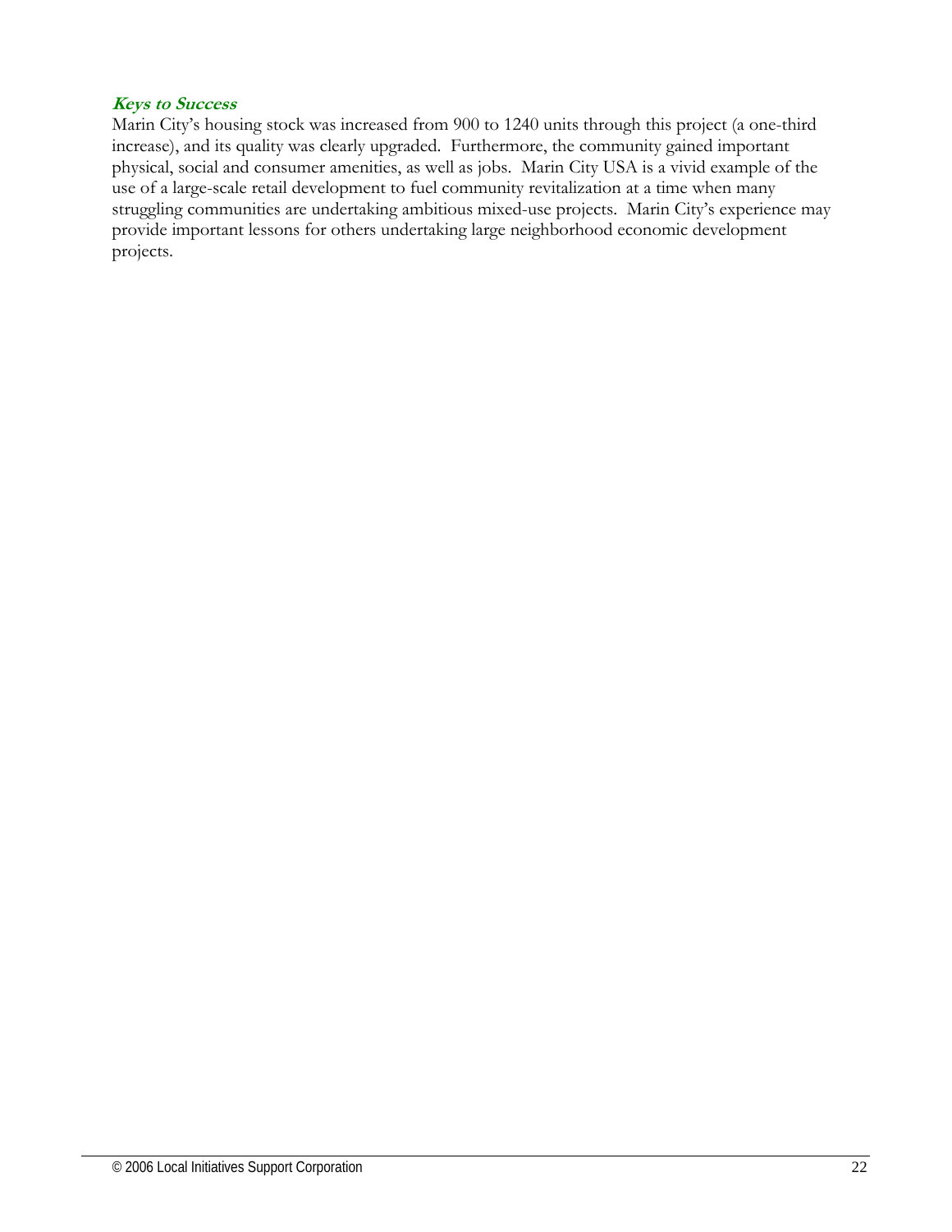### ***Keys to Success***

Marin City's housing stock was increased from 900 to 1240 units through this project (a one-third increase), and its quality was clearly upgraded. Furthermore, the community gained important physical, social and consumer amenities, as well as jobs. Marin City USA is a vivid example of the use of a large-scale retail development to fuel community revitalization at a time when many struggling communities are undertaking ambitious mixed-use projects. Marin City's experience may provide important lessons for others undertaking large neighborhood economic development projects.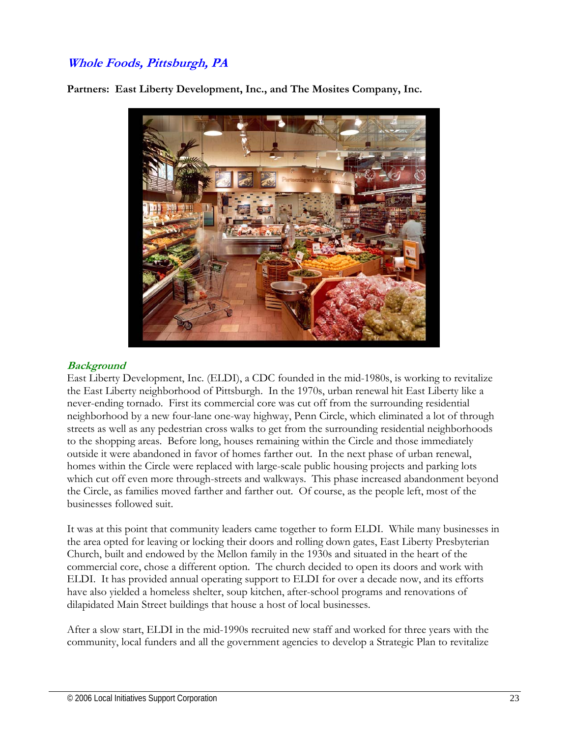## *Whole Foods, Pittsburgh, PA*

**Partners: East Liberty Development, Inc., and The Mosites Company, Inc.**

### *Background*

East Liberty Development, Inc. (ELDI), a CDC founded in the mid-1980s, is working to revitalize the East Liberty neighborhood of Pittsburgh. In the 1970s, urban renewal hit East Liberty like a never-ending tornado. First its commercial core was cut off from the surrounding residential neighborhood by a new four-lane one-way highway, Penn Circle, which eliminated a lot of through streets as well as any pedestrian cross walks to get from the surrounding residential neighborhoods to the shopping areas. Before long, houses remaining within the Circle and those immediately outside it were abandoned in favor of homes farther out. In the next phase of urban renewal, homes within the Circle were replaced with large-scale public housing projects and parking lots which cut off even more through-streets and walkways. This phase increased abandonment beyond the Circle, as families moved farther and farther out. Of course, as the people left, most of the businesses followed suit.

It was at this point that community leaders came together to form ELDI. While many businesses in the area opted for leaving or locking their doors and rolling down gates, East Liberty Presbyterian Church, built and endowed by the Mellon family in the 1930s and situated in the heart of the commercial core, chose a different option. The church decided to open its doors and work with ELDI. It has provided annual operating support to ELDI for over a decade now, and its efforts have also yielded a homeless shelter, soup kitchen, after-school programs and renovations of dilapidated Main Street buildings that house a host of local businesses.

After a slow start, ELDI in the mid-1990s recruited new staff and worked for three years with the community, local funders and all the government agencies to develop a Strategic Plan to revitalize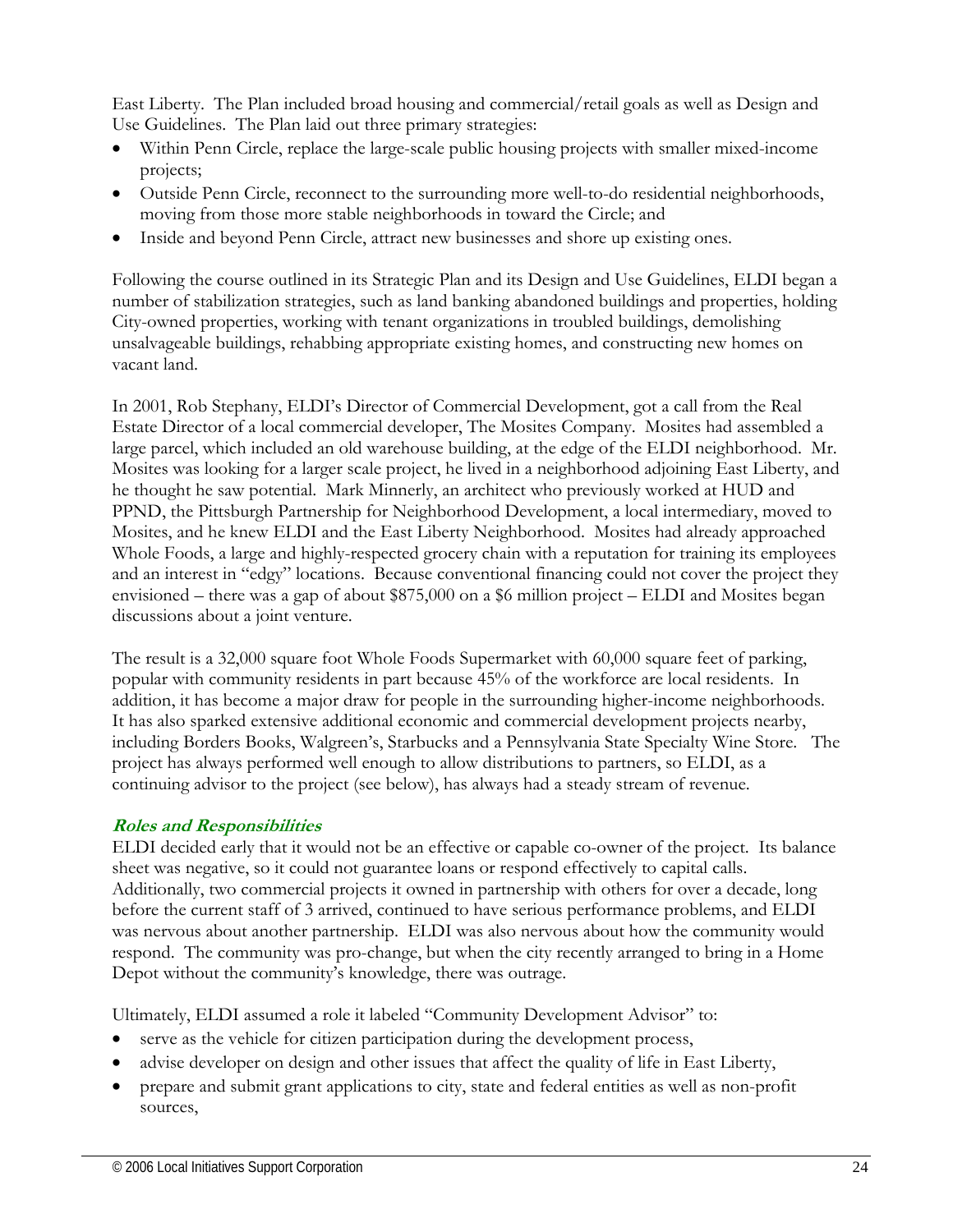East Liberty. The Plan included broad housing and commercial/retail goals as well as Design and Use Guidelines. The Plan laid out three primary strategies:

- Within Penn Circle, replace the large-scale public housing projects with smaller mixed-income projects;
- Outside Penn Circle, reconnect to the surrounding more well-to-do residential neighborhoods, moving from those more stable neighborhoods in toward the Circle; and
- Inside and beyond Penn Circle, attract new businesses and shore up existing ones.

Following the course outlined in its Strategic Plan and its Design and Use Guidelines, ELDI began a number of stabilization strategies, such as land banking abandoned buildings and properties, holding City-owned properties, working with tenant organizations in troubled buildings, demolishing unsalvageable buildings, rehabbing appropriate existing homes, and constructing new homes on vacant land.

In 2001, Rob Stephany, ELDI's Director of Commercial Development, got a call from the Real Estate Director of a local commercial developer, The Mosites Company. Mosites had assembled a large parcel, which included an old warehouse building, at the edge of the ELDI neighborhood. Mr. Mosites was looking for a larger scale project, he lived in a neighborhood adjoining East Liberty, and he thought he saw potential. Mark Minnerly, an architect who previously worked at HUD and PPND, the Pittsburgh Partnership for Neighborhood Development, a local intermediary, moved to Mosites, and he knew ELDI and the East Liberty Neighborhood. Mosites had already approached Whole Foods, a large and highly-respected grocery chain with a reputation for training its employees and an interest in "edgy" locations. Because conventional financing could not cover the project they envisioned – there was a gap of about $875,000 on a $6 million project – ELDI and Mosites began discussions about a joint venture.

The result is a 32,000 square foot Whole Foods Supermarket with 60,000 square feet of parking, popular with community residents in part because 45% of the workforce are local residents. In addition, it has become a major draw for people in the surrounding higher-income neighborhoods. It has also sparked extensive additional economic and commercial development projects nearby, including Borders Books, Walgreen's, Starbucks and a Pennsylvania State Specialty Wine Store. The project has always performed well enough to allow distributions to partners, so ELDI, as a continuing advisor to the project (see below), has always had a steady stream of revenue.

### *Roles and Responsibilities*

ELDI decided early that it would not be an effective or capable co-owner of the project. Its balance sheet was negative, so it could not guarantee loans or respond effectively to capital calls. Additionally, two commercial projects it owned in partnership with others for over a decade, long before the current staff of 3 arrived, continued to have serious performance problems, and ELDI was nervous about another partnership. ELDI was also nervous about how the community would respond. The community was pro-change, but when the city recently arranged to bring in a Home Depot without the community's knowledge, there was outrage.

Ultimately, ELDI assumed a role it labeled "Community Development Advisor" to:

- serve as the vehicle for citizen participation during the development process,
- advise developer on design and other issues that affect the quality of life in East Liberty,
- prepare and submit grant applications to city, state and federal entities as well as non-profit sources,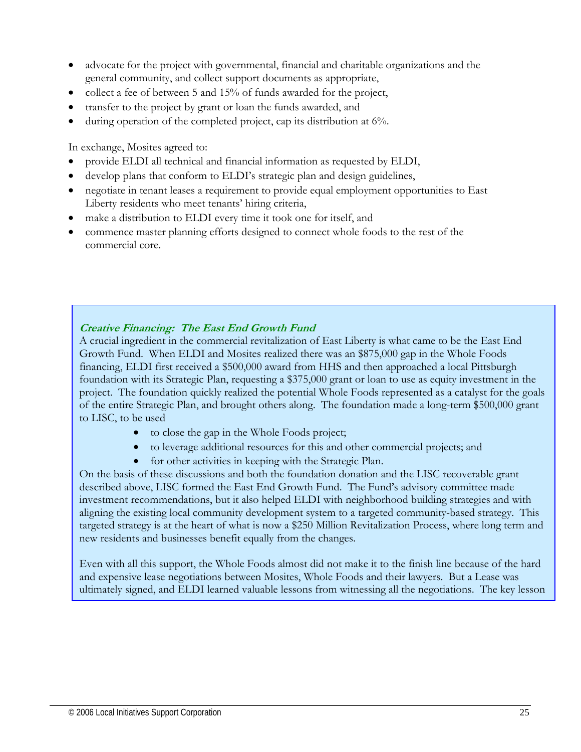- advocate for the project with governmental, financial and charitable organizations and the general community, and collect support documents as appropriate,
- collect a fee of between 5 and 15% of funds awarded for the project,
- transfer to the project by grant or loan the funds awarded, and
- during operation of the completed project, cap its distribution at 6%.

In exchange, Mosites agreed to:

- provide ELDI all technical and financial information as requested by ELDI,
- develop plans that conform to ELDI's strategic plan and design guidelines,
- negotiate in tenant leases a requirement to provide equal employment opportunities to East Liberty residents who meet tenants' hiring criteria,
- make a distribution to ELDI every time it took one for itself, and
- commence master planning efforts designed to connect whole foods to the rest of the commercial core.

***Creative Financing: The East End Growth Fund***

A crucial ingredient in the commercial revitalization of East Liberty is what came to be the East End Growth Fund. When ELDI and Mosites realized there was an $875,000 gap in the Whole Foods financing, ELDI first received a $500,000 award from HHS and then approached a local Pittsburgh foundation with its Strategic Plan, requesting a $375,000 grant or loan to use as equity investment in the project. The foundation quickly realized the potential Whole Foods represented as a catalyst for the goals of the entire Strategic Plan, and brought others along. The foundation made a long-term $500,000 grant to LISC, to be used

- to close the gap in the Whole Foods project;
- to leverage additional resources for this and other commercial projects; and
- for other activities in keeping with the Strategic Plan.

On the basis of these discussions and both the foundation donation and the LISC recoverable grant described above, LISC formed the East End Growth Fund. The Fund's advisory committee made investment recommendations, but it also helped ELDI with neighborhood building strategies and with aligning the existing local community development system to a targeted community-based strategy. This targeted strategy is at the heart of what is now a $250 Million Revitalization Process, where long term and new residents and businesses benefit equally from the changes.

Even with all this support, the Whole Foods almost did not make it to the finish line because of the hard and expensive lease negotiations between Mosites, Whole Foods and their lawyers. But a Lease was ultimately signed, and ELDI learned valuable lessons from witnessing all the negotiations. The key lesson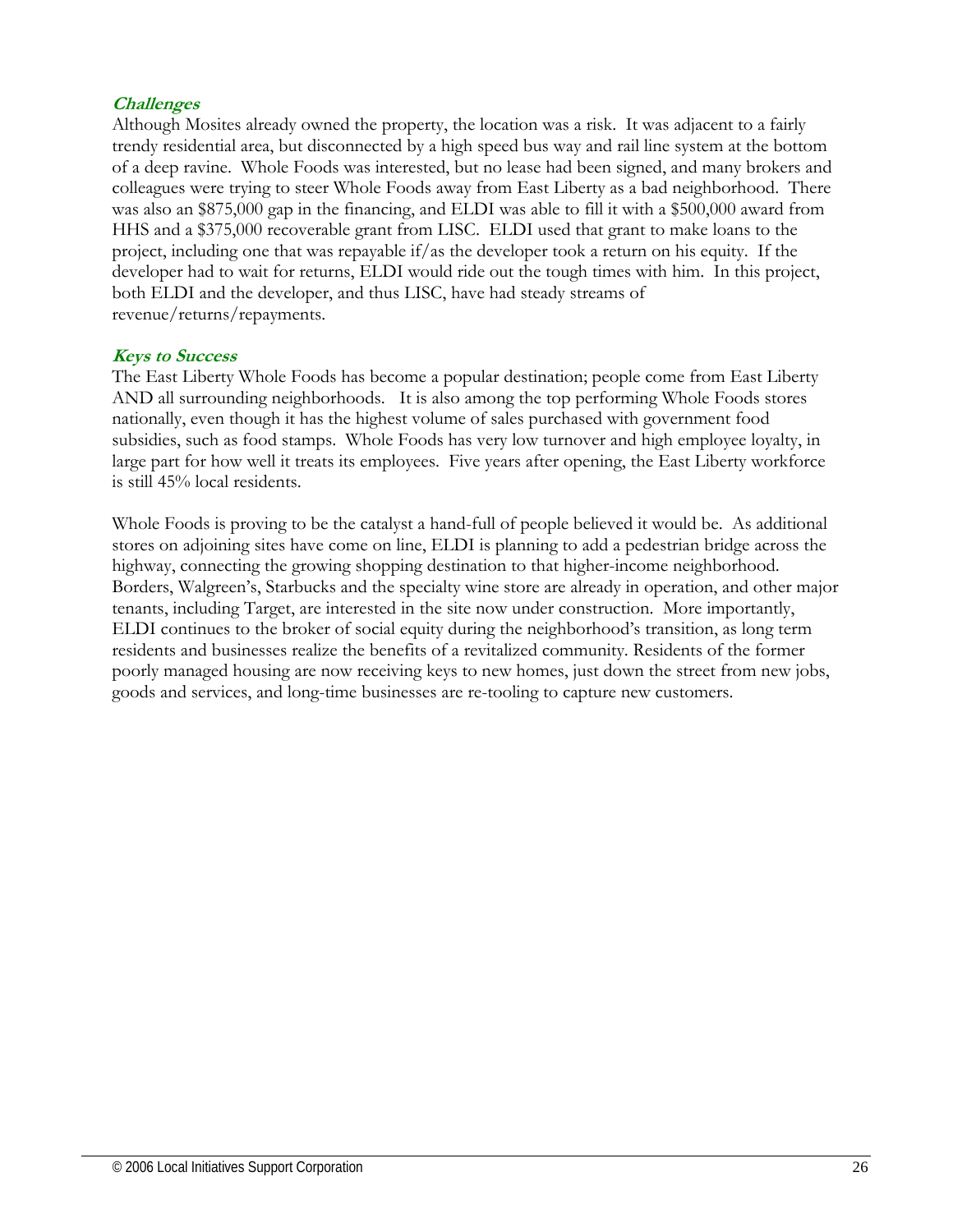***Challenges***

Although Mosites already owned the property, the location was a risk. It was adjacent to a fairly trendy residential area, but disconnected by a high speed bus way and rail line system at the bottom of a deep ravine. Whole Foods was interested, but no lease had been signed, and many brokers and colleagues were trying to steer Whole Foods away from East Liberty as a bad neighborhood. There was also an $875,000 gap in the financing, and ELDI was able to fill it with a $500,000 award from HHS and a $375,000 recoverable grant from LISC. ELDI used that grant to make loans to the project, including one that was repayable if/as the developer took a return on his equity. If the developer had to wait for returns, ELDI would ride out the tough times with him. In this project, both ELDI and the developer, and thus LISC, have had steady streams of revenue/returns/repayments.

***Keys to Success***

The East Liberty Whole Foods has become a popular destination; people come from East Liberty AND all surrounding neighborhoods. It is also among the top performing Whole Foods stores nationally, even though it has the highest volume of sales purchased with government food subsidies, such as food stamps. Whole Foods has very low turnover and high employee loyalty, in large part for how well it treats its employees. Five years after opening, the East Liberty workforce is still 45% local residents.

Whole Foods is proving to be the catalyst a hand-full of people believed it would be. As additional stores on adjoining sites have come on line, ELDI is planning to add a pedestrian bridge across the highway, connecting the growing shopping destination to that higher-income neighborhood. Borders, Walgreen's, Starbucks and the specialty wine store are already in operation, and other major tenants, including Target, are interested in the site now under construction. More importantly, ELDI continues to the broker of social equity during the neighborhood's transition, as long term residents and businesses realize the benefits of a revitalized community. Residents of the former poorly managed housing are now receiving keys to new homes, just down the street from new jobs, goods and services, and long-time businesses are re-tooling to capture new customers.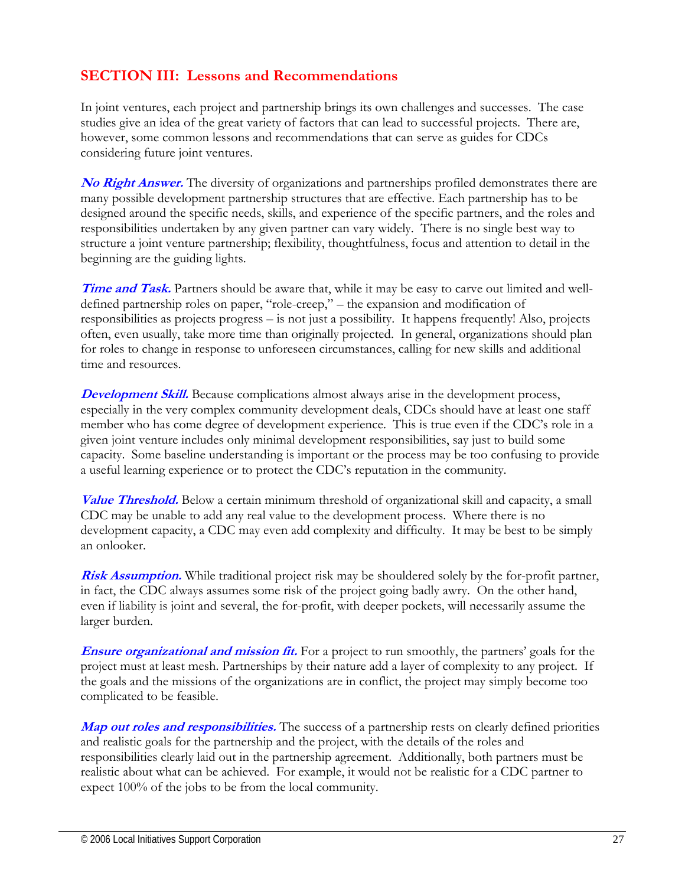## SECTION III: Lessons and Recommendations

In joint ventures, each project and partnership brings its own challenges and successes. The case studies give an idea of the great variety of factors that can lead to successful projects. There are, however, some common lessons and recommendations that can serve as guides for CDCs considering future joint ventures.

***No Right Answer.*** The diversity of organizations and partnerships profiled demonstrates there are many possible development partnership structures that are effective. Each partnership has to be designed around the specific needs, skills, and experience of the specific partners, and the roles and responsibilities undertaken by any given partner can vary widely. There is no single best way to structure a joint venture partnership; flexibility, thoughtfulness, focus and attention to detail in the beginning are the guiding lights.

***Time and Task.*** Partners should be aware that, while it may be easy to carve out limited and well-defined partnership roles on paper, "role-creep," – the expansion and modification of responsibilities as projects progress – is not just a possibility. It happens frequently! Also, projects often, even usually, take more time than originally projected. In general, organizations should plan for roles to change in response to unforeseen circumstances, calling for new skills and additional time and resources.

***Development Skill.*** Because complications almost always arise in the development process, especially in the very complex community development deals, CDCs should have at least one staff member who has come degree of development experience. This is true even if the CDC's role in a given joint venture includes only minimal development responsibilities, say just to build some capacity. Some baseline understanding is important or the process may be too confusing to provide a useful learning experience or to protect the CDC's reputation in the community.

***Value Threshold.*** Below a certain minimum threshold of organizational skill and capacity, a small CDC may be unable to add any real value to the development process. Where there is no development capacity, a CDC may even add complexity and difficulty. It may be best to be simply an onlooker.

***Risk Assumption.*** While traditional project risk may be shouldered solely by the for-profit partner, in fact, the CDC always assumes some risk of the project going badly awry. On the other hand, even if liability is joint and several, the for-profit, with deeper pockets, will necessarily assume the larger burden.

***Ensure organizational and mission fit.*** For a project to run smoothly, the partners' goals for the project must at least mesh. Partnerships by their nature add a layer of complexity to any project. If the goals and the missions of the organizations are in conflict, the project may simply become too complicated to be feasible.

***Map out roles and responsibilities.*** The success of a partnership rests on clearly defined priorities and realistic goals for the partnership and the project, with the details of the roles and responsibilities clearly laid out in the partnership agreement. Additionally, both partners must be realistic about what can be achieved. For example, it would not be realistic for a CDC partner to expect 100% of the jobs to be from the local community.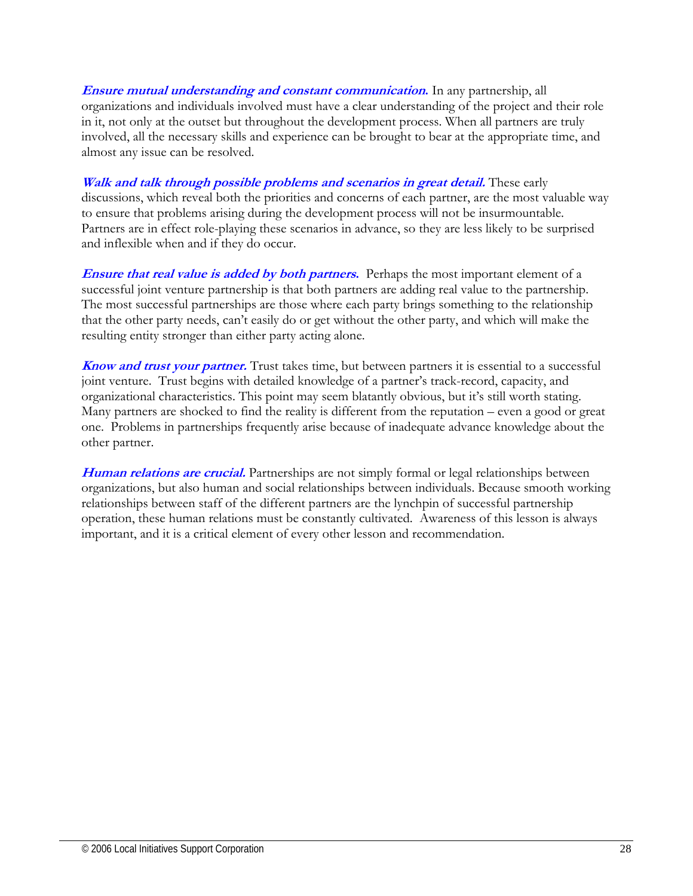***Ensure mutual understanding and constant communication.*** In any partnership, all organizations and individuals involved must have a clear understanding of the project and their role in it, not only at the outset but throughout the development process. When all partners are truly involved, all the necessary skills and experience can be brought to bear at the appropriate time, and almost any issue can be resolved.

***Walk and talk through possible problems and scenarios in great detail.*** These early discussions, which reveal both the priorities and concerns of each partner, are the most valuable way to ensure that problems arising during the development process will not be insurmountable. Partners are in effect role-playing these scenarios in advance, so they are less likely to be surprised and inflexible when and if they do occur.

***Ensure that real value is added by both partners.*** Perhaps the most important element of a successful joint venture partnership is that both partners are adding real value to the partnership. The most successful partnerships are those where each party brings something to the relationship that the other party needs, can't easily do or get without the other party, and which will make the resulting entity stronger than either party acting alone.

***Know and trust your partner.*** Trust takes time, but between partners it is essential to a successful joint venture. Trust begins with detailed knowledge of a partner's track-record, capacity, and organizational characteristics. This point may seem blatantly obvious, but it's still worth stating. Many partners are shocked to find the reality is different from the reputation – even a good or great one. Problems in partnerships frequently arise because of inadequate advance knowledge about the other partner.

***Human relations are crucial.*** Partnerships are not simply formal or legal relationships between organizations, but also human and social relationships between individuals. Because smooth working relationships between staff of the different partners are the lynchpin of successful partnership operation, these human relations must be constantly cultivated. Awareness of this lesson is always important, and it is a critical element of every other lesson and recommendation.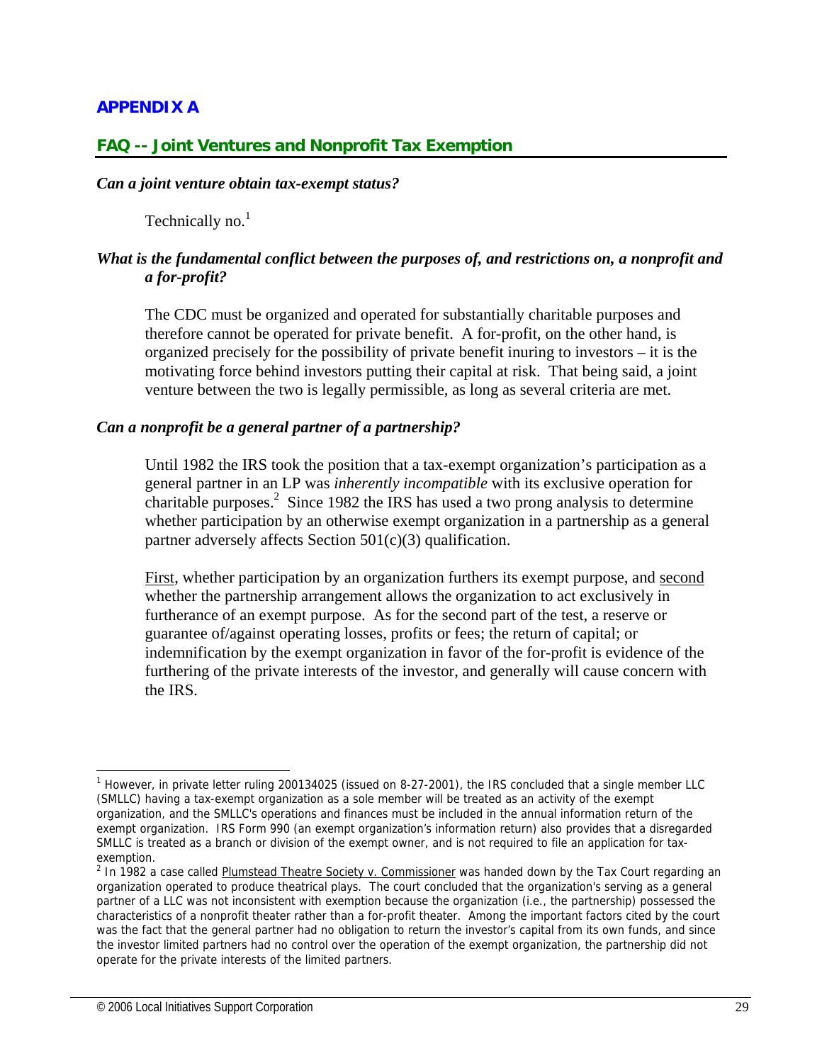## APPENDIX A

## FAQ -- Joint Ventures and Nonprofit Tax Exemption

***Can a joint venture obtain tax-exempt status?***

Technically no.[1]

***What is the fundamental conflict between the purposes of, and restrictions on, a nonprofit and a for-profit?***

The CDC must be organized and operated for substantially charitable purposes and therefore cannot be operated for private benefit. A for-profit, on the other hand, is organized precisely for the possibility of private benefit inuring to investors – it is the motivating force behind investors putting their capital at risk. That being said, a joint venture between the two is legally permissible, as long as several criteria are met.

***Can a nonprofit be a general partner of a partnership?***

Until 1982 the IRS took the position that a tax-exempt organization's participation as a general partner in an LP was *inherently incompatible* with its exclusive operation for charitable purposes.[2] Since 1982 the IRS has used a two prong analysis to determine whether participation by an otherwise exempt organization in a partnership as a general partner adversely affects Section 501(c)(3) qualification.

<u>First</u>, whether participation by an organization furthers its exempt purpose, and <u>second</u> whether the partnership arrangement allows the organization to act exclusively in furtherance of an exempt purpose. As for the second part of the test, a reserve or guarantee of/against operating losses, profits or fees; the return of capital; or indemnification by the exempt organization in favor of the for-profit is evidence of the furthering of the private interests of the investor, and generally will cause concern with the IRS.

---

[1] However, in private letter ruling 200134025 (issued on 8-27-2001), the IRS concluded that a single member LLC (SMLLC) having a tax-exempt organization as a sole member will be treated as an activity of the exempt organization, and the SMLLC's operations and finances must be included in the annual information return of the exempt organization. IRS Form 990 (an exempt organization's information return) also provides that a disregarded SMLLC is treated as a branch or division of the exempt owner, and is not required to file an application for tax-exemption.

[2] In 1982 a case called <u>Plumstead Theatre Society v. Commissioner</u> was handed down by the Tax Court regarding an organization operated to produce theatrical plays. The court concluded that the organization's serving as a general partner of a LLC was not inconsistent with exemption because the organization (i.e., the partnership) possessed the characteristics of a nonprofit theater rather than a for-profit theater. Among the important factors cited by the court was the fact that the general partner had no obligation to return the investor's capital from its own funds, and since the investor limited partners had no control over the operation of the exempt organization, the partnership did not operate for the private interests of the limited partners.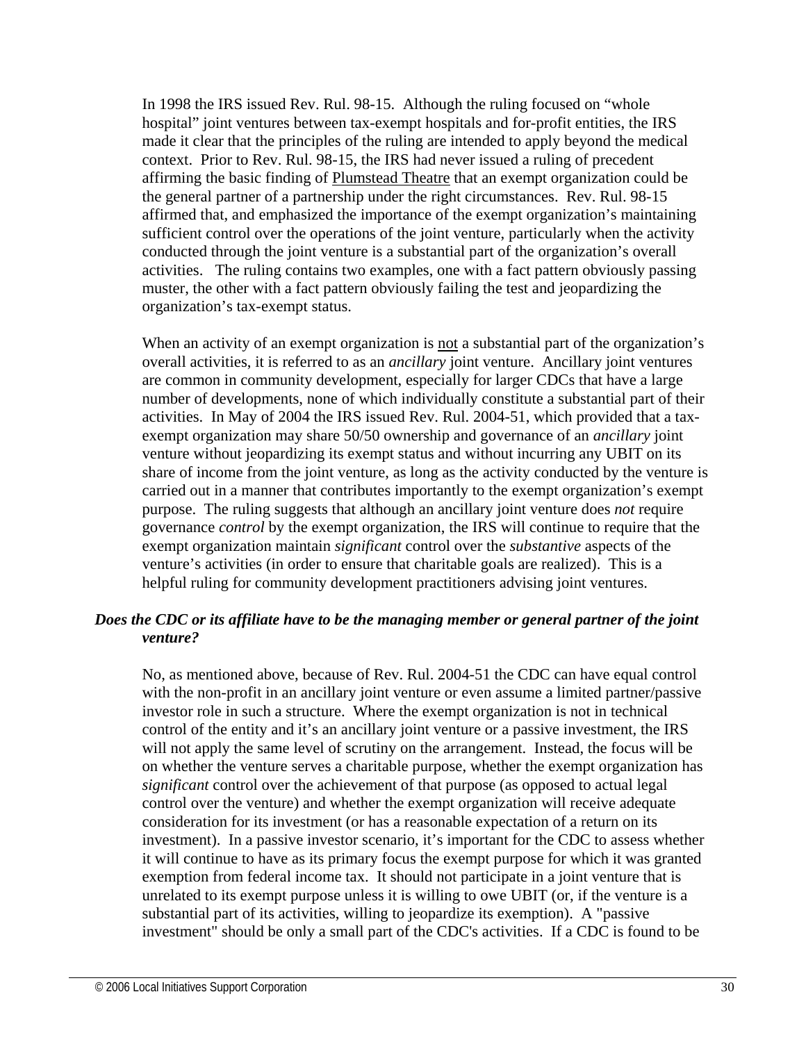In 1998 the IRS issued Rev. Rul. 98-15. Although the ruling focused on "whole hospital" joint ventures between tax-exempt hospitals and for-profit entities, the IRS made it clear that the principles of the ruling are intended to apply beyond the medical context. Prior to Rev. Rul. 98-15, the IRS had never issued a ruling of precedent affirming the basic finding of <u>Plumstead Theatre</u> that an exempt organization could be the general partner of a partnership under the right circumstances. Rev. Rul. 98-15 affirmed that, and emphasized the importance of the exempt organization's maintaining sufficient control over the operations of the joint venture, particularly when the activity conducted through the joint venture is a substantial part of the organization's overall activities. The ruling contains two examples, one with a fact pattern obviously passing muster, the other with a fact pattern obviously failing the test and jeopardizing the organization's tax-exempt status.

When an activity of an exempt organization is <u>not</u> a substantial part of the organization's overall activities, it is referred to as an *ancillary* joint venture. Ancillary joint ventures are common in community development, especially for larger CDCs that have a large number of developments, none of which individually constitute a substantial part of their activities. In May of 2004 the IRS issued Rev. Rul. 2004-51, which provided that a tax-exempt organization may share 50/50 ownership and governance of an *ancillary* joint venture without jeopardizing its exempt status and without incurring any UBIT on its share of income from the joint venture, as long as the activity conducted by the venture is carried out in a manner that contributes importantly to the exempt organization's exempt purpose. The ruling suggests that although an ancillary joint venture does *not* require governance *control* by the exempt organization, the IRS will continue to require that the exempt organization maintain *significant* control over the *substantive* aspects of the venture's activities (in order to ensure that charitable goals are realized). This is a helpful ruling for community development practitioners advising joint ventures.

***Does the CDC or its affiliate have to be the managing member or general partner of the joint venture?***

No, as mentioned above, because of Rev. Rul. 2004-51 the CDC can have equal control with the non-profit in an ancillary joint venture or even assume a limited partner/passive investor role in such a structure. Where the exempt organization is not in technical control of the entity and it's an ancillary joint venture or a passive investment, the IRS will not apply the same level of scrutiny on the arrangement. Instead, the focus will be on whether the venture serves a charitable purpose, whether the exempt organization has *significant* control over the achievement of that purpose (as opposed to actual legal control over the venture) and whether the exempt organization will receive adequate consideration for its investment (or has a reasonable expectation of a return on its investment). In a passive investor scenario, it's important for the CDC to assess whether it will continue to have as its primary focus the exempt purpose for which it was granted exemption from federal income tax. It should not participate in a joint venture that is unrelated to its exempt purpose unless it is willing to owe UBIT (or, if the venture is a substantial part of its activities, willing to jeopardize its exemption). A "passive investment" should be only a small part of the CDC's activities. If a CDC is found to be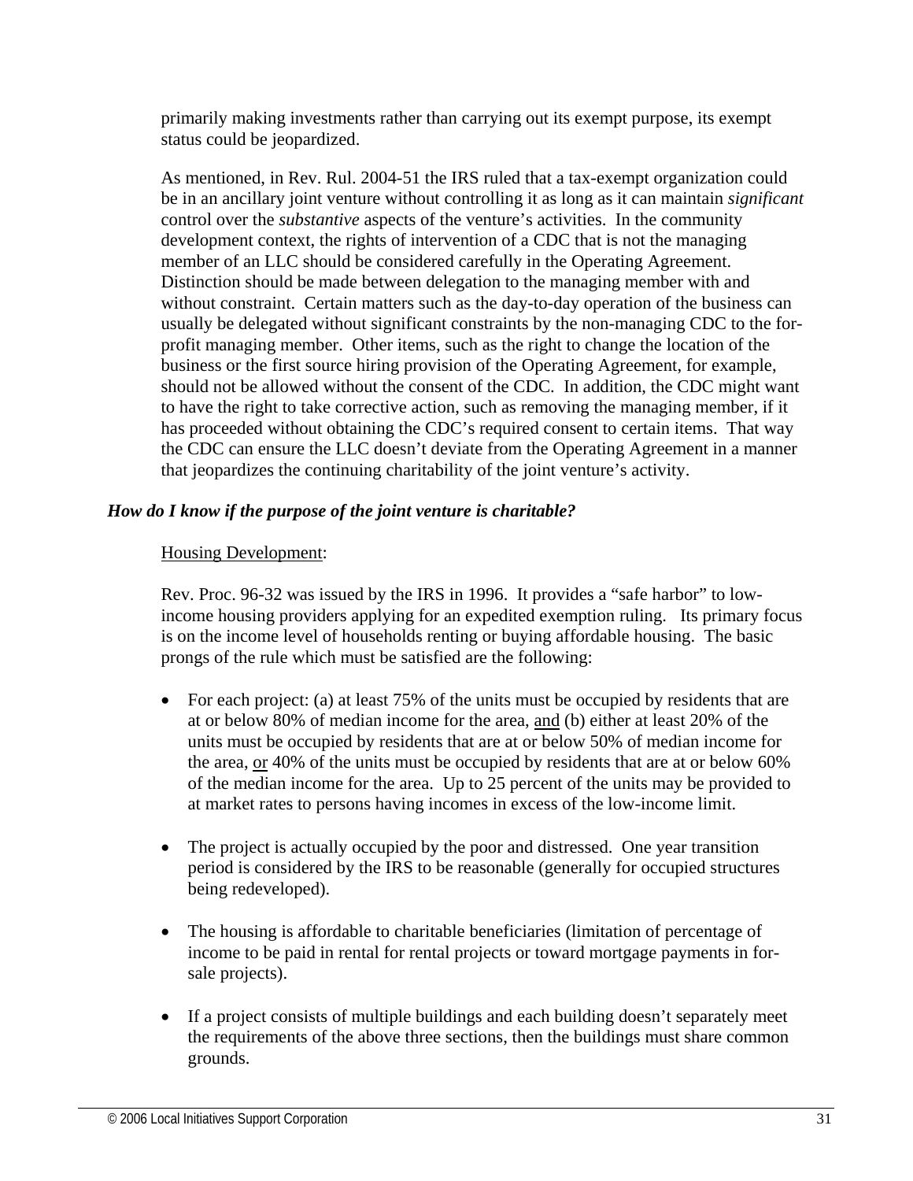primarily making investments rather than carrying out its exempt purpose, its exempt status could be jeopardized.

As mentioned, in Rev. Rul. 2004-51 the IRS ruled that a tax-exempt organization could be in an ancillary joint venture without controlling it as long as it can maintain *significant* control over the *substantive* aspects of the venture's activities. In the community development context, the rights of intervention of a CDC that is not the managing member of an LLC should be considered carefully in the Operating Agreement. Distinction should be made between delegation to the managing member with and without constraint. Certain matters such as the day-to-day operation of the business can usually be delegated without significant constraints by the non-managing CDC to the for-profit managing member. Other items, such as the right to change the location of the business or the first source hiring provision of the Operating Agreement, for example, should not be allowed without the consent of the CDC. In addition, the CDC might want to have the right to take corrective action, such as removing the managing member, if it has proceeded without obtaining the CDC's required consent to certain items. That way the CDC can ensure the LLC doesn't deviate from the Operating Agreement in a manner that jeopardizes the continuing charitability of the joint venture's activity.

### *How do I know if the purpose of the joint venture is charitable?*

<u>Housing Development</u>:

Rev. Proc. 96-32 was issued by the IRS in 1996. It provides a "safe harbor" to low-income housing providers applying for an expedited exemption ruling. Its primary focus is on the income level of households renting or buying affordable housing. The basic prongs of the rule which must be satisfied are the following:

- For each project: (a) at least 75% of the units must be occupied by residents that are at or below 80% of median income for the area, <u>and</u> (b) either at least 20% of the units must be occupied by residents that are at or below 50% of median income for the area, <u>or</u> 40% of the units must be occupied by residents that are at or below 60% of the median income for the area. Up to 25 percent of the units may be provided to at market rates to persons having incomes in excess of the low-income limit.

- The project is actually occupied by the poor and distressed. One year transition period is considered by the IRS to be reasonable (generally for occupied structures being redeveloped).

- The housing is affordable to charitable beneficiaries (limitation of percentage of income to be paid in rental for rental projects or toward mortgage payments in for-sale projects).

- If a project consists of multiple buildings and each building doesn't separately meet the requirements of the above three sections, then the buildings must share common grounds.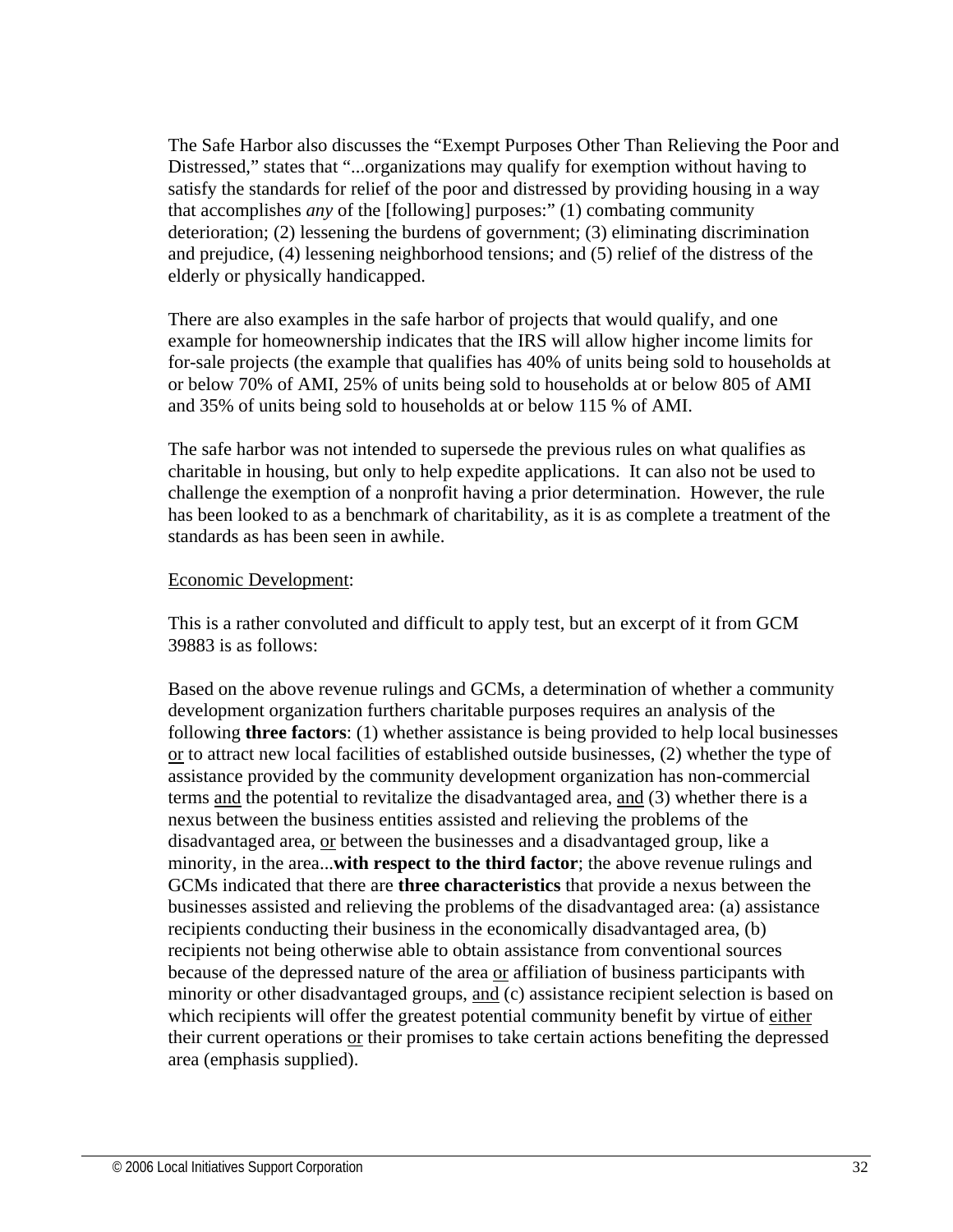The Safe Harbor also discusses the "Exempt Purposes Other Than Relieving the Poor and Distressed," states that "...organizations may qualify for exemption without having to satisfy the standards for relief of the poor and distressed by providing housing in a way that accomplishes *any* of the [following] purposes:" (1) combating community deterioration; (2) lessening the burdens of government; (3) eliminating discrimination and prejudice, (4) lessening neighborhood tensions; and (5) relief of the distress of the elderly or physically handicapped.

There are also examples in the safe harbor of projects that would qualify, and one example for homeownership indicates that the IRS will allow higher income limits for for-sale projects (the example that qualifies has 40% of units being sold to households at or below 70% of AMI, 25% of units being sold to households at or below 805 of AMI and 35% of units being sold to households at or below 115 % of AMI.

The safe harbor was not intended to supersede the previous rules on what qualifies as charitable in housing, but only to help expedite applications. It can also not be used to challenge the exemption of a nonprofit having a prior determination. However, the rule has been looked to as a benchmark of charitability, as it is as complete a treatment of the standards as has been seen in awhile.

<u>Economic Development</u>:

This is a rather convoluted and difficult to apply test, but an excerpt of it from GCM 39883 is as follows:

Based on the above revenue rulings and GCMs, a determination of whether a community development organization furthers charitable purposes requires an analysis of the following **three factors**: (1) whether assistance is being provided to help local businesses <u>or</u> to attract new local facilities of established outside businesses, (2) whether the type of assistance provided by the community development organization has non-commercial terms <u>and</u> the potential to revitalize the disadvantaged area, <u>and</u> (3) whether there is a nexus between the business entities assisted and relieving the problems of the disadvantaged area, <u>or</u> between the businesses and a disadvantaged group, like a minority, in the area...**with respect to the third factor**; the above revenue rulings and GCMs indicated that there are **three characteristics** that provide a nexus between the businesses assisted and relieving the problems of the disadvantaged area: (a) assistance recipients conducting their business in the economically disadvantaged area, (b) recipients not being otherwise able to obtain assistance from conventional sources because of the depressed nature of the area <u>or</u> affiliation of business participants with minority or other disadvantaged groups, <u>and</u> (c) assistance recipient selection is based on which recipients will offer the greatest potential community benefit by virtue of <u>either</u> their current operations <u>or</u> their promises to take certain actions benefiting the depressed area (emphasis supplied).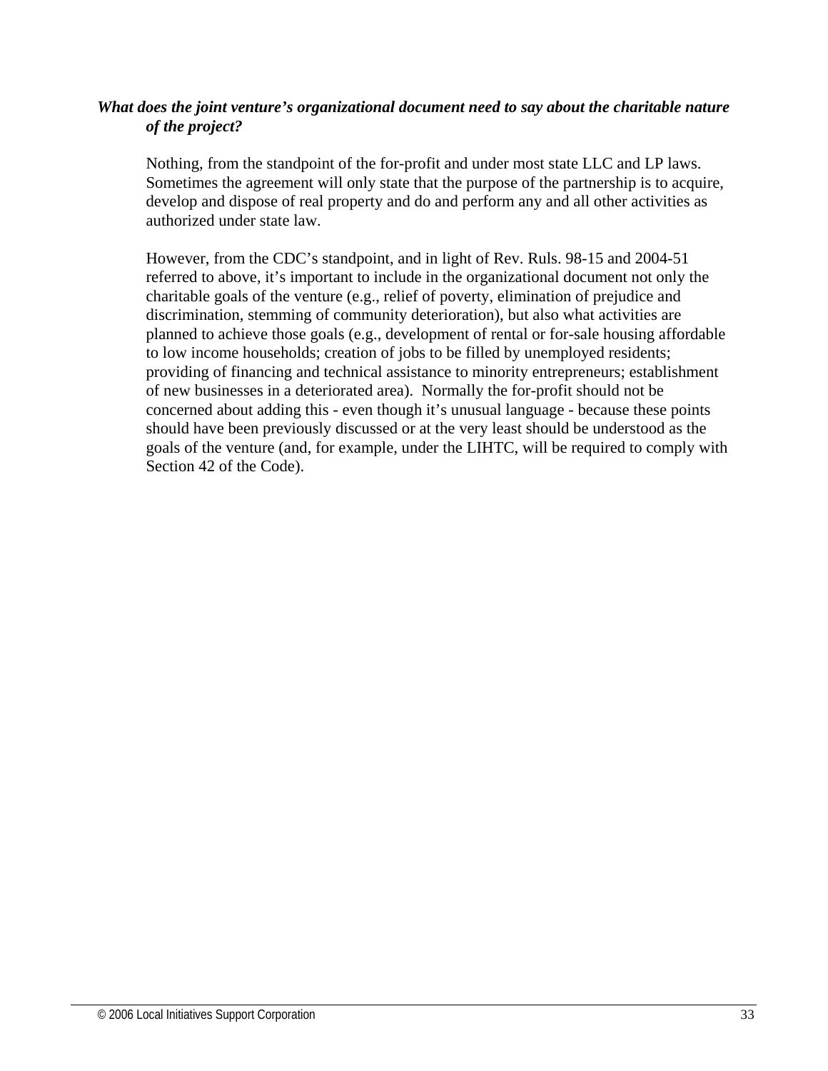***What does the joint venture's organizational document need to say about the charitable nature of the project?***

Nothing, from the standpoint of the for-profit and under most state LLC and LP laws. Sometimes the agreement will only state that the purpose of the partnership is to acquire, develop and dispose of real property and do and perform any and all other activities as authorized under state law.

However, from the CDC's standpoint, and in light of Rev. Ruls. 98-15 and 2004-51 referred to above, it's important to include in the organizational document not only the charitable goals of the venture (e.g., relief of poverty, elimination of prejudice and discrimination, stemming of community deterioration), but also what activities are planned to achieve those goals (e.g., development of rental or for-sale housing affordable to low income households; creation of jobs to be filled by unemployed residents; providing of financing and technical assistance to minority entrepreneurs; establishment of new businesses in a deteriorated area). Normally the for-profit should not be concerned about adding this - even though it's unusual language - because these points should have been previously discussed or at the very least should be understood as the goals of the venture (and, for example, under the LIHTC, will be required to comply with Section 42 of the Code).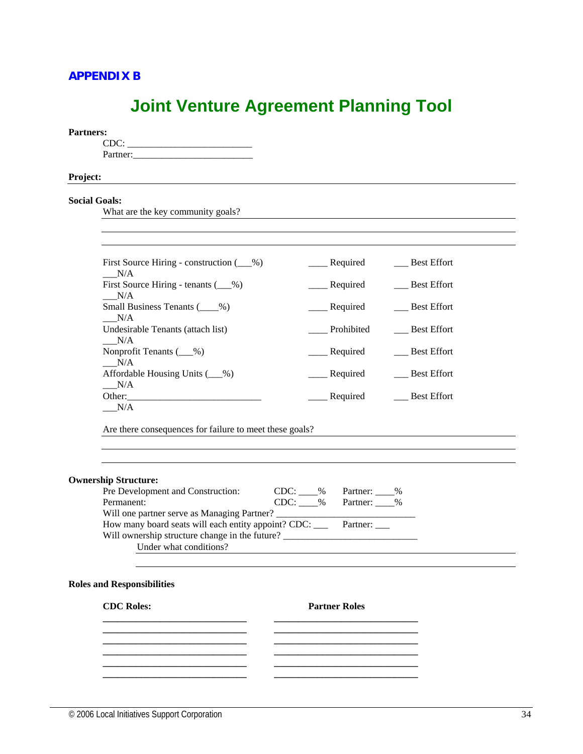**APPENDIX B**

# Joint Venture Agreement Planning Tool

**Partners:**

CDC: _________________________

Partner:________________________

**Project:** ______________________________________________________________

**Social Goals:**

What are the key community goals? ______________________________________________

________________________________________________________________________

________________________________________________________________________

| | | |
|---|---|---|
| First Source Hiring - construction (___%) ___N/A | ____ Required | ___ Best Effort |
| First Source Hiring - tenants (___%) ___N/A | ____ Required | ___ Best Effort |
| Small Business Tenants (____%) ___N/A | ____ Required | ___ Best Effort |
| Undesirable Tenants (attach list) ___N/A | ____ Prohibited | ___ Best Effort |
| Nonprofit Tenants (___%) ___N/A | ____ Required | ___ Best Effort |
| Affordable Housing Units (___%) ___N/A | ____ Required | ___ Best Effort |
| Other:____________________________ ___N/A | ____ Required | ___ Best Effort |

Are there consequences for failure to meet these goals? ____________________________

________________________________________________________________________

________________________________________________________________________

**Ownership Structure:**

Pre Development and Construction: CDC: ____% Partner: ____%

Permanent: CDC: ____% Partner: ____%

Will one partner serve as Managing Partner? ____________________________

How many board seats will each entity appoint? CDC: ___ Partner: ___

Will ownership structure change in the future? ____________________________

Under what conditions? ______________________________________________

________________________________________________________________________

**Roles and Responsibilities**

| **CDC Roles:** | **Partner Roles** |
|---|---|
| ______________________________ | ______________________________ |
| ______________________________ | ______________________________ |
| ______________________________ | ______________________________ |
| ______________________________ | ______________________________ |
| ______________________________ | ______________________________ |
| ______________________________ | ______________________________ |

© 2006 Local Initiatives Support Corporation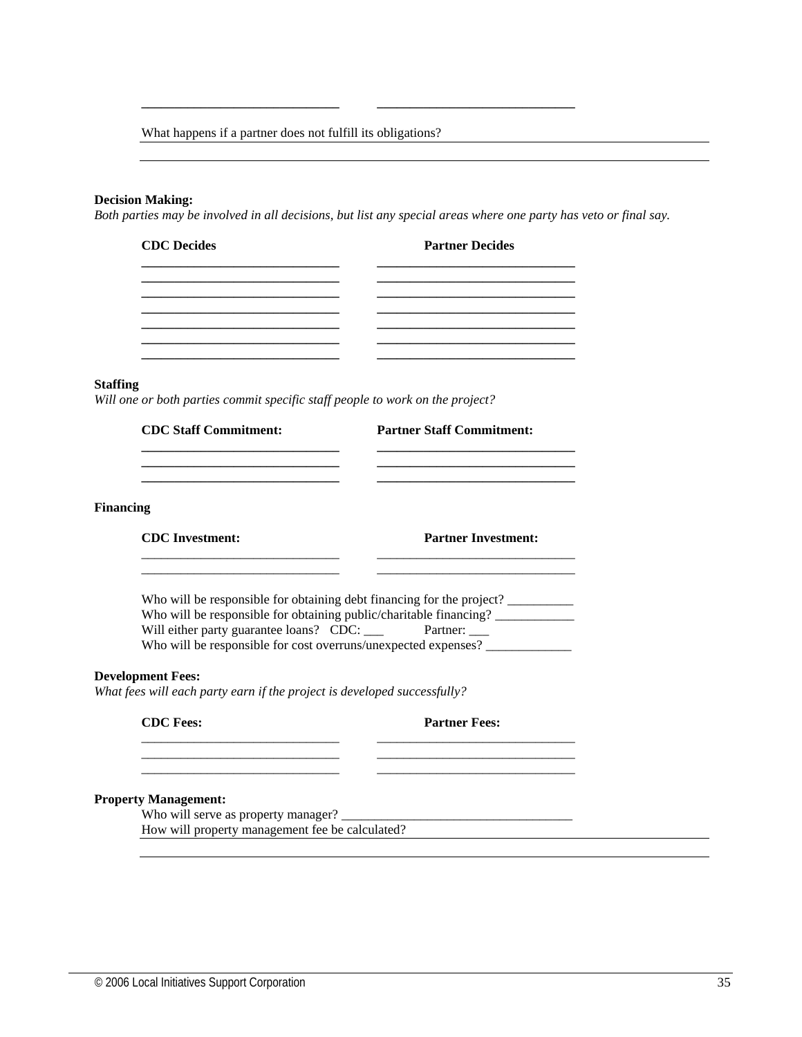______________________________ ______________________________

What happens if a partner does not fulfill its obligations? ______________________________________________________________

______________________________________________________________

**Decision Making:**
*Both parties may be involved in all decisions, but list any special areas where one party has veto or final say.*

| CDC Decides | Partner Decides |
|---|---|
| ______________________________ | ______________________________ |
| ______________________________ | ______________________________ |
| ______________________________ | ______________________________ |
| ______________________________ | ______________________________ |
| ______________________________ | ______________________________ |
| ______________________________ | ______________________________ |
| ______________________________ | ______________________________ |

**Staffing**
*Will one or both parties commit specific staff people to work on the project?*

| CDC Staff Commitment: | Partner Staff Commitment: |
|---|---|
| ______________________________ | ______________________________ |
| ______________________________ | ______________________________ |
| ______________________________ | ______________________________ |

**Financing**

| CDC Investment: | Partner Investment: |
|---|---|
| ______________________________ | ______________________________ |
| ______________________________ | ______________________________ |

Who will be responsible for obtaining debt financing for the project? __________
Who will be responsible for obtaining public/charitable financing? ____________
Will either party guarantee loans? CDC: ___ Partner: ___
Who will be responsible for cost overruns/unexpected expenses? _____________

**Development Fees:**
*What fees will each party earn if the project is developed successfully?*

| CDC Fees: | Partner Fees: |
|---|---|
| ______________________________ | ______________________________ |
| ______________________________ | ______________________________ |
| ______________________________ | ______________________________ |

**Property Management:**
Who will serve as property manager? ___________________________________
How will property management fee be calculated? ______________________________________________

______________________________________________________________

© 2006 Local Initiatives Support Corporation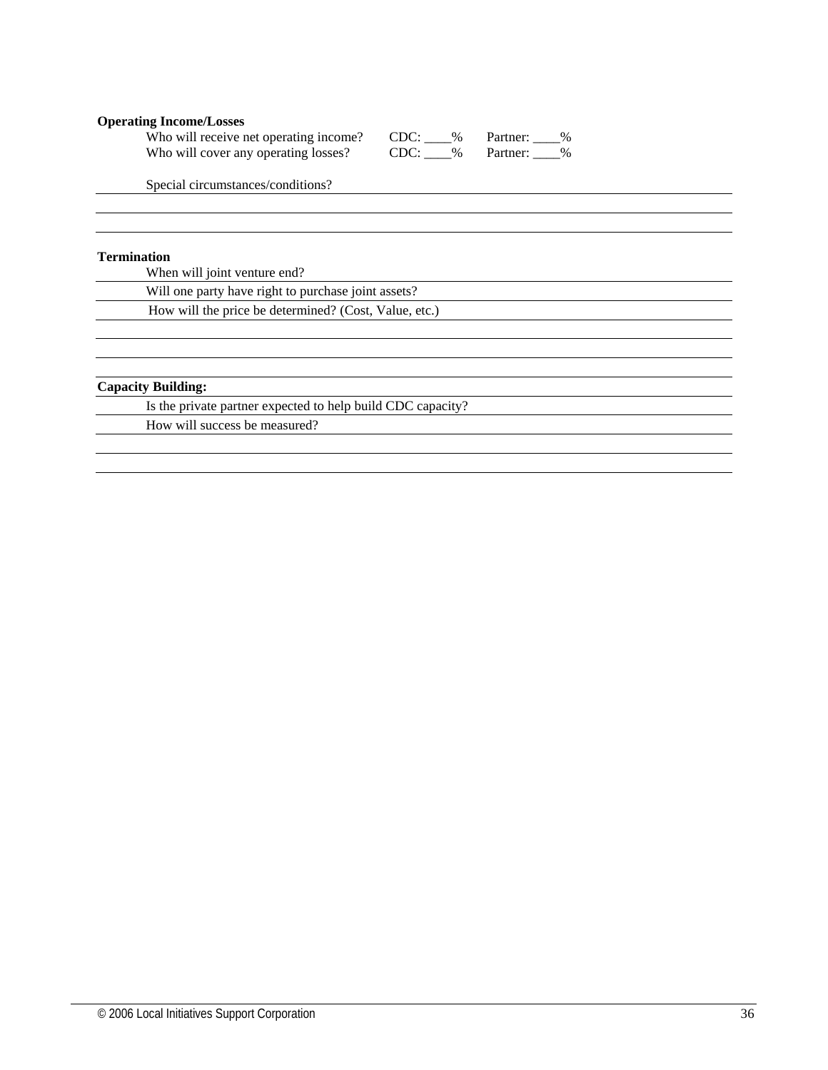**Operating Income/Losses**

Who will receive net operating income? CDC: ____% Partner: ____%

Who will cover any operating losses? CDC: ____% Partner: ____%

Special circumstances/conditions?

**Termination**

When will joint venture end?

Will one party have right to purchase joint assets?

How will the price be determined? (Cost, Value, etc.)

**Capacity Building:**

Is the private partner expected to help build CDC capacity?

How will success be measured?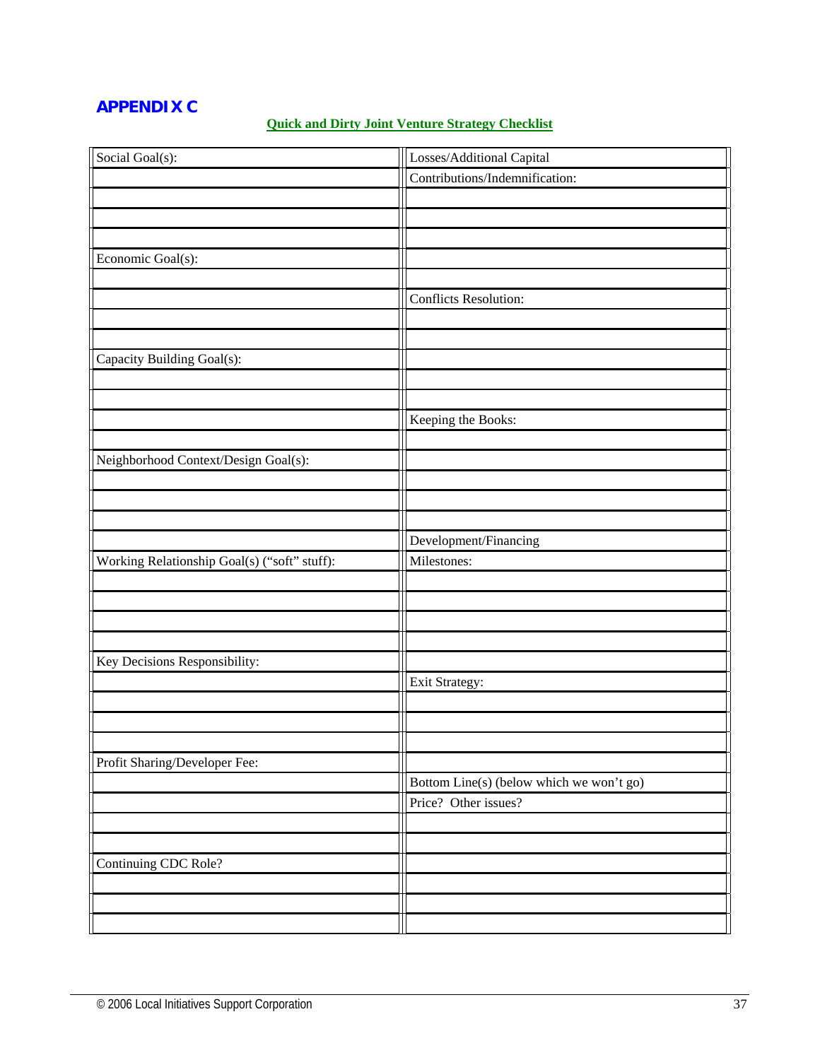# APPENDIX C

**Quick and Dirty Joint Venture Strategy Checklist**

| | |
|---|---|
| Social Goal(s): | Losses/Additional Capital |
| | Contributions/Indemnification: |
| | |
| | |
| | |
| Economic Goal(s): | |
| | |
| | Conflicts Resolution: |
| | |
| | |
| Capacity Building Goal(s): | |
| | |
| | |
| | Keeping the Books: |
| | |
| Neighborhood Context/Design Goal(s): | |
| | |
| | |
| | |
| | Development/Financing |
| Working Relationship Goal(s) ("soft" stuff): | Milestones: |
| | |
| | |
| | |
| | |
| Key Decisions Responsibility: | |
| | Exit Strategy: |
| | |
| | |
| | |
| Profit Sharing/Developer Fee: | |
| | Bottom Line(s) (below which we won't go) |
| | Price? Other issues? |
| | |
| | |
| Continuing CDC Role? | |
| | |
| | |
| | |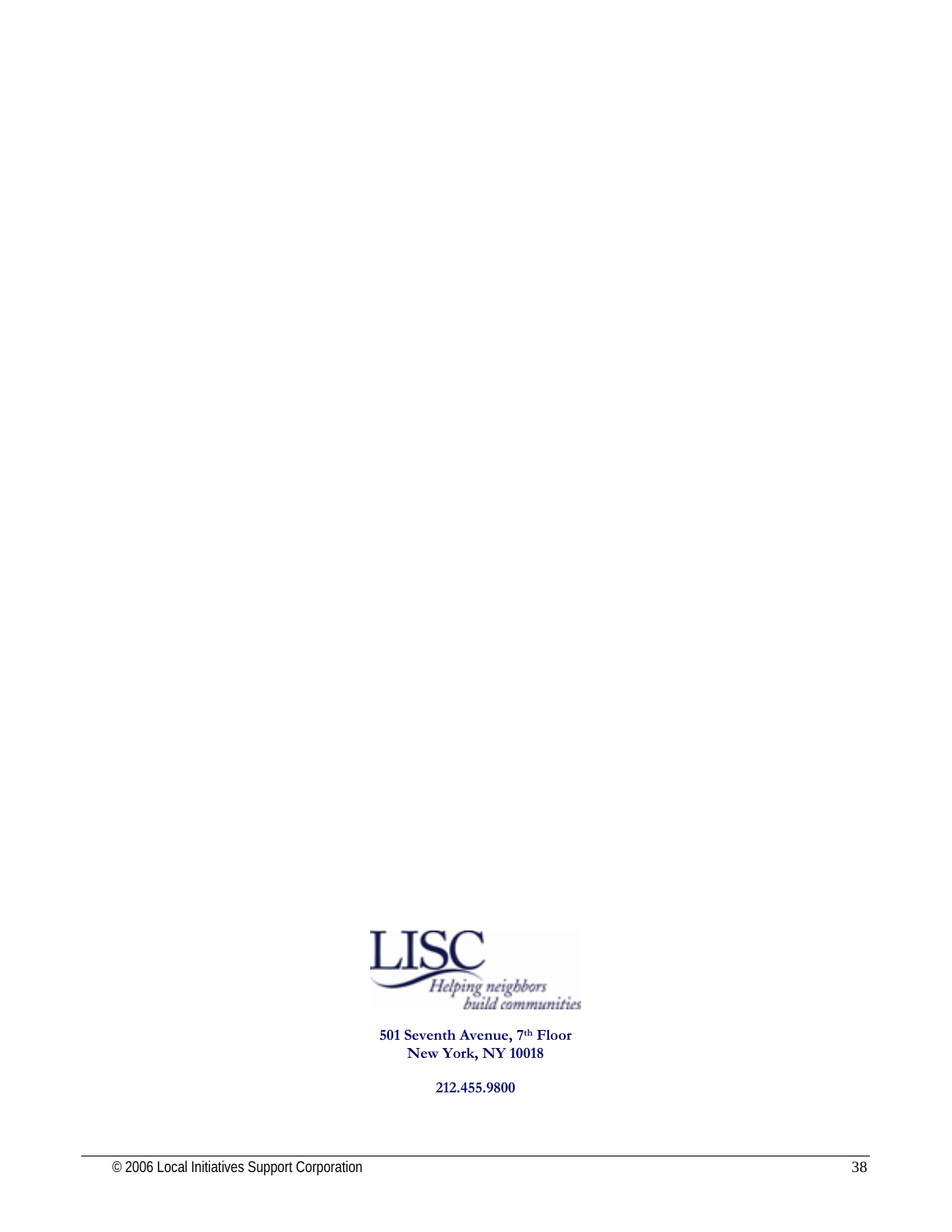LISC

*Helping neighbors build communities*

**501 Seventh Avenue, 7th Floor**
**New York, NY 10018**

**212.455.9800**

© 2006 Local Initiatives Support Corporation